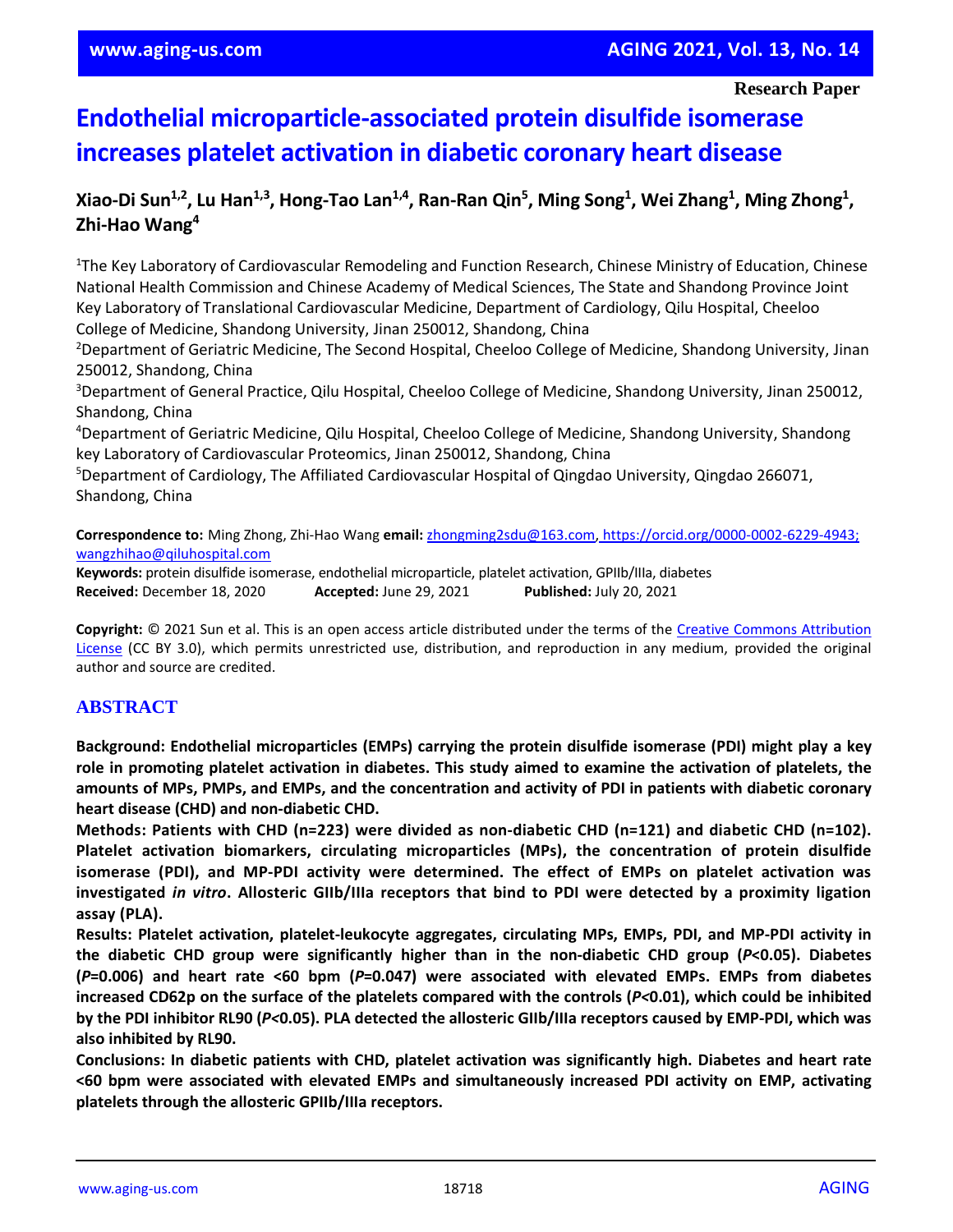**Research Paper**

# Endothelial microparticle-associated protein disulfide isomerase increases platelet activation in diabetic coronary heart disease

**Xiao-Di Sun[1,2], Lu Han[1,3], Hong-Tao Lan[1,4], Ran-Ran Qin[5], Ming Song[1], Wei Zhang[1], Ming Zhong[1], Zhi-Hao Wang[4]**

[1]The Key Laboratory of Cardiovascular Remodeling and Function Research, Chinese Ministry of Education, Chinese National Health Commission and Chinese Academy of Medical Sciences, The State and Shandong Province Joint Key Laboratory of Translational Cardiovascular Medicine, Department of Cardiology, Qilu Hospital, Cheeloo College of Medicine, Shandong University, Jinan 250012, Shandong, China

[2]Department of Geriatric Medicine, The Second Hospital, Cheeloo College of Medicine, Shandong University, Jinan 250012, Shandong, China

[3]Department of General Practice, Qilu Hospital, Cheeloo College of Medicine, Shandong University, Jinan 250012, Shandong, China

[4]Department of Geriatric Medicine, Qilu Hospital, Cheeloo College of Medicine, Shandong University, Shandong key Laboratory of Cardiovascular Proteomics, Jinan 250012, Shandong, China

[5]Department of Cardiology, The Affiliated Cardiovascular Hospital of Qingdao University, Qingdao 266071, Shandong, China

**Correspondence to:** Ming Zhong, Zhi-Hao Wang **email:** zhongming2sdu@163.com, https://orcid.org/0000-0002-6229-4943; wangzhihao@qiluhospital.com

**Keywords:** protein disulfide isomerase, endothelial microparticle, platelet activation, GPIIb/IIIa, diabetes

**Received:** December 18, 2020 **Accepted:** June 29, 2021 **Published:** July 20, 2021

**Copyright:** © 2021 Sun et al. This is an open access article distributed under the terms of the Creative Commons Attribution License (CC BY 3.0), which permits unrestricted use, distribution, and reproduction in any medium, provided the original author and source are credited.

## ABSTRACT

**Background: Endothelial microparticles (EMPs) carrying the protein disulfide isomerase (PDI) might play a key role in promoting platelet activation in diabetes. This study aimed to examine the activation of platelets, the amounts of MPs, PMPs, and EMPs, and the concentration and activity of PDI in patients with diabetic coronary heart disease (CHD) and non-diabetic CHD.**

**Methods: Patients with CHD (n=223) were divided as non-diabetic CHD (n=121) and diabetic CHD (n=102). Platelet activation biomarkers, circulating microparticles (MPs), the concentration of protein disulfide isomerase (PDI), and MP-PDI activity were determined. The effect of EMPs on platelet activation was investigated *in vitro*. Allosteric GIIb/IIIa receptors that bind to PDI were detected by a proximity ligation assay (PLA).**

**Results: Platelet activation, platelet-leukocyte aggregates, circulating MPs, EMPs, PDI, and MP-PDI activity in the diabetic CHD group were significantly higher than in the non-diabetic CHD group (*P*<0.05). Diabetes (*P*=0.006) and heart rate <60 bpm (*P*=0.047) were associated with elevated EMPs. EMPs from diabetes increased CD62p on the surface of the platelets compared with the controls (*P*<0.01), which could be inhibited by the PDI inhibitor RL90 (*P*<0.05). PLA detected the allosteric GIIb/IIIa receptors caused by EMP-PDI, which was also inhibited by RL90.**

**Conclusions: In diabetic patients with CHD, platelet activation was significantly high. Diabetes and heart rate <60 bpm were associated with elevated EMPs and simultaneously increased PDI activity on EMP, activating platelets through the allosteric GPIIb/IIIa receptors.**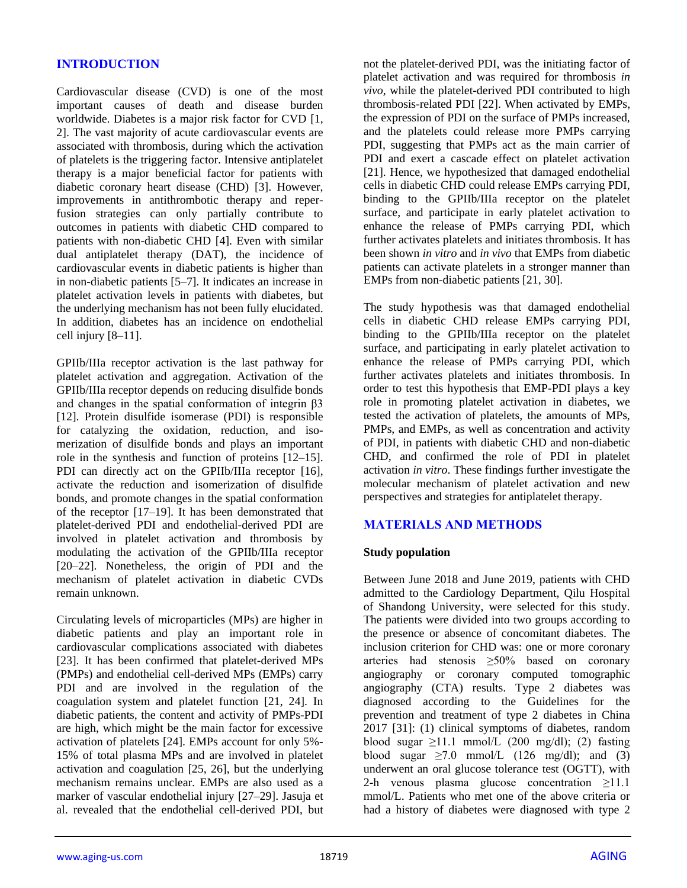## INTRODUCTION

Cardiovascular disease (CVD) is one of the most important causes of death and disease burden worldwide. Diabetes is a major risk factor for CVD [1, 2]. The vast majority of acute cardiovascular events are associated with thrombosis, during which the activation of platelets is the triggering factor. Intensive antiplatelet therapy is a major beneficial factor for patients with diabetic coronary heart disease (CHD) [3]. However, improvements in antithrombotic therapy and reperfusion strategies can only partially contribute to outcomes in patients with diabetic CHD compared to patients with non-diabetic CHD [4]. Even with similar dual antiplatelet therapy (DAT), the incidence of cardiovascular events in diabetic patients is higher than in non-diabetic patients [5–7]. It indicates an increase in platelet activation levels in patients with diabetes, but the underlying mechanism has not been fully elucidated. In addition, diabetes has an incidence on endothelial cell injury [8–11].

GPIIb/IIIa receptor activation is the last pathway for platelet activation and aggregation. Activation of the GPIIb/IIIa receptor depends on reducing disulfide bonds and changes in the spatial conformation of integrin β3 [12]. Protein disulfide isomerase (PDI) is responsible for catalyzing the oxidation, reduction, and isomerization of disulfide bonds and plays an important role in the synthesis and function of proteins [12–15]. PDI can directly act on the GPIIb/IIIa receptor [16], activate the reduction and isomerization of disulfide bonds, and promote changes in the spatial conformation of the receptor [17–19]. It has been demonstrated that platelet-derived PDI and endothelial-derived PDI are involved in platelet activation and thrombosis by modulating the activation of the GPIIb/IIIa receptor [20–22]. Nonetheless, the origin of PDI and the mechanism of platelet activation in diabetic CVDs remain unknown.

Circulating levels of microparticles (MPs) are higher in diabetic patients and play an important role in cardiovascular complications associated with diabetes [23]. It has been confirmed that platelet-derived MPs (PMPs) and endothelial cell-derived MPs (EMPs) carry PDI and are involved in the regulation of the coagulation system and platelet function [21, 24]. In diabetic patients, the content and activity of PMPs-PDI are high, which might be the main factor for excessive activation of platelets [24]. EMPs account for only 5%-15% of total plasma MPs and are involved in platelet activation and coagulation [25, 26], but the underlying mechanism remains unclear. EMPs are also used as a marker of vascular endothelial injury [27–29]. Jasuja et al. revealed that the endothelial cell-derived PDI, but not the platelet-derived PDI, was the initiating factor of platelet activation and was required for thrombosis *in vivo*, while the platelet-derived PDI contributed to high thrombosis-related PDI [22]. When activated by EMPs, the expression of PDI on the surface of PMPs increased, and the platelets could release more PMPs carrying PDI, suggesting that PMPs act as the main carrier of PDI and exert a cascade effect on platelet activation [21]. Hence, we hypothesized that damaged endothelial cells in diabetic CHD could release EMPs carrying PDI, binding to the GPIIb/IIIa receptor on the platelet surface, and participate in early platelet activation to enhance the release of PMPs carrying PDI, which further activates platelets and initiates thrombosis. It has been shown *in vitro* and *in vivo* that EMPs from diabetic patients can activate platelets in a stronger manner than EMPs from non-diabetic patients [21, 30].

The study hypothesis was that damaged endothelial cells in diabetic CHD release EMPs carrying PDI, binding to the GPIIb/IIIa receptor on the platelet surface, and participating in early platelet activation to enhance the release of PMPs carrying PDI, which further activates platelets and initiates thrombosis. In order to test this hypothesis that EMP-PDI plays a key role in promoting platelet activation in diabetes, we tested the activation of platelets, the amounts of MPs, PMPs, and EMPs, as well as concentration and activity of PDI, in patients with diabetic CHD and non-diabetic CHD, and confirmed the role of PDI in platelet activation *in vitro*. These findings further investigate the molecular mechanism of platelet activation and new perspectives and strategies for antiplatelet therapy.

## MATERIALS AND METHODS

### Study population

Between June 2018 and June 2019, patients with CHD admitted to the Cardiology Department, Qilu Hospital of Shandong University, were selected for this study. The patients were divided into two groups according to the presence or absence of concomitant diabetes. The inclusion criterion for CHD was: one or more coronary arteries had stenosis ≥50% based on coronary angiography or coronary computed tomographic angiography (CTA) results. Type 2 diabetes was diagnosed according to the Guidelines for the prevention and treatment of type 2 diabetes in China 2017 [31]: (1) clinical symptoms of diabetes, random blood sugar ≥11.1 mmol/L (200 mg/dl); (2) fasting blood sugar ≥7.0 mmol/L (126 mg/dl); and (3) underwent an oral glucose tolerance test (OGTT), with 2-h venous plasma glucose concentration ≥11.1 mmol/L. Patients who met one of the above criteria or had a history of diabetes were diagnosed with type 2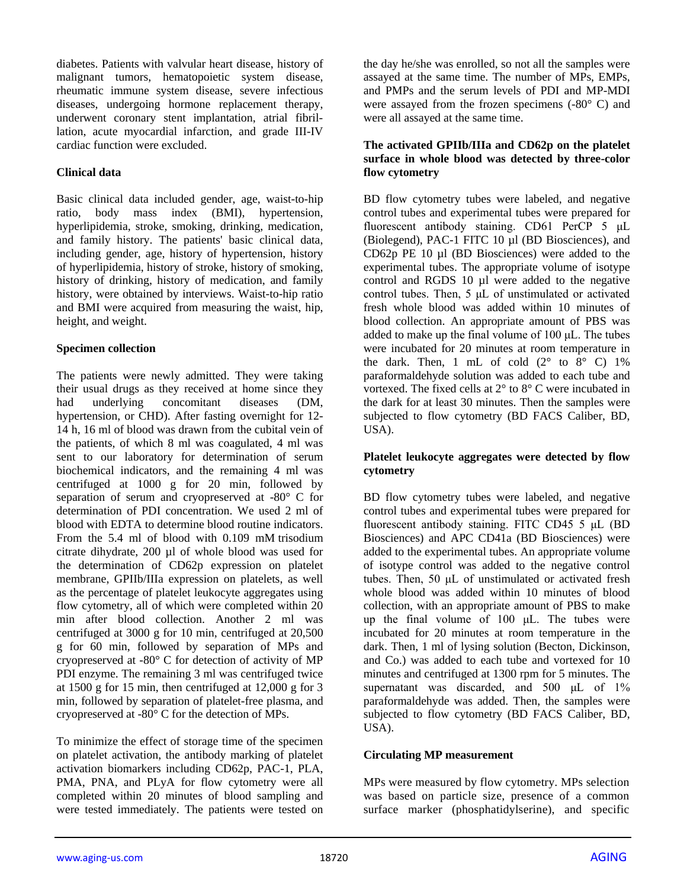diabetes. Patients with valvular heart disease, history of malignant tumors, hematopoietic system disease, rheumatic immune system disease, severe infectious diseases, undergoing hormone replacement therapy, underwent coronary stent implantation, atrial fibrillation, acute myocardial infarction, and grade III-IV cardiac function were excluded.

### Clinical data

Basic clinical data included gender, age, waist-to-hip ratio, body mass index (BMI), hypertension, hyperlipidemia, stroke, smoking, drinking, medication, and family history. The patients' basic clinical data, including gender, age, history of hypertension, history of hyperlipidemia, history of stroke, history of smoking, history of drinking, history of medication, and family history, were obtained by interviews. Waist-to-hip ratio and BMI were acquired from measuring the waist, hip, height, and weight.

### Specimen collection

The patients were newly admitted. They were taking their usual drugs as they received at home since they had underlying concomitant diseases (DM, hypertension, or CHD). After fasting overnight for 12-14 h, 16 ml of blood was drawn from the cubital vein of the patients, of which 8 ml was coagulated, 4 ml was sent to our laboratory for determination of serum biochemical indicators, and the remaining 4 ml was centrifuged at 1000 g for 20 min, followed by separation of serum and cryopreserved at -80° C for determination of PDI concentration. We used 2 ml of blood with EDTA to determine blood routine indicators. From the 5.4 ml of blood with 0.109 mM trisodium citrate dihydrate, 200 µl of whole blood was used for the determination of CD62p expression on platelet membrane, GPIIb/IIIa expression on platelets, as well as the percentage of platelet leukocyte aggregates using flow cytometry, all of which were completed within 20 min after blood collection. Another 2 ml was centrifuged at 3000 g for 10 min, centrifuged at 20,500 g for 60 min, followed by separation of MPs and cryopreserved at -80° C for detection of activity of MP PDI enzyme. The remaining 3 ml was centrifuged twice at 1500 g for 15 min, then centrifuged at 12,000 g for 3 min, followed by separation of platelet-free plasma, and cryopreserved at -80° C for the detection of MPs.

To minimize the effect of storage time of the specimen on platelet activation, the antibody marking of platelet activation biomarkers including CD62p, PAC-1, PLA, PMA, PNA, and PLyA for flow cytometry were all completed within 20 minutes of blood sampling and were tested immediately. The patients were tested on the day he/she was enrolled, so not all the samples were assayed at the same time. The number of MPs, EMPs, and PMPs and the serum levels of PDI and MP-MDI were assayed from the frozen specimens (-80° C) and were all assayed at the same time.

### The activated GPIIb/IIIa and CD62p on the platelet surface in whole blood was detected by three-color flow cytometry

BD flow cytometry tubes were labeled, and negative control tubes and experimental tubes were prepared for fluorescent antibody staining. CD61 PerCP 5 µL (Biolegend), PAC-1 FITC 10 µl (BD Biosciences), and CD62p PE 10 µl (BD Biosciences) were added to the experimental tubes. The appropriate volume of isotype control and RGDS 10 µl were added to the negative control tubes. Then, 5 µL of unstimulated or activated fresh whole blood was added within 10 minutes of blood collection. An appropriate amount of PBS was added to make up the final volume of 100 µL. The tubes were incubated for 20 minutes at room temperature in the dark. Then, 1 mL of cold (2° to 8° C) 1% paraformaldehyde solution was added to each tube and vortexed. The fixed cells at 2° to 8° C were incubated in the dark for at least 30 minutes. Then the samples were subjected to flow cytometry (BD FACS Caliber, BD, USA).

### Platelet leukocyte aggregates were detected by flow cytometry

BD flow cytometry tubes were labeled, and negative control tubes and experimental tubes were prepared for fluorescent antibody staining. FITC CD45 5 µL (BD Biosciences) and APC CD41a (BD Biosciences) were added to the experimental tubes. An appropriate volume of isotype control was added to the negative control tubes. Then, 50 µL of unstimulated or activated fresh whole blood was added within 10 minutes of blood collection, with an appropriate amount of PBS to make up the final volume of 100 µL. The tubes were incubated for 20 minutes at room temperature in the dark. Then, 1 ml of lysing solution (Becton, Dickinson, and Co.) was added to each tube and vortexed for 10 minutes and centrifuged at 1300 rpm for 5 minutes. The supernatant was discarded, and 500 µL of 1% paraformaldehyde was added. Then, the samples were subjected to flow cytometry (BD FACS Caliber, BD, USA).

### Circulating MP measurement

MPs were measured by flow cytometry. MPs selection was based on particle size, presence of a common surface marker (phosphatidylserine), and specific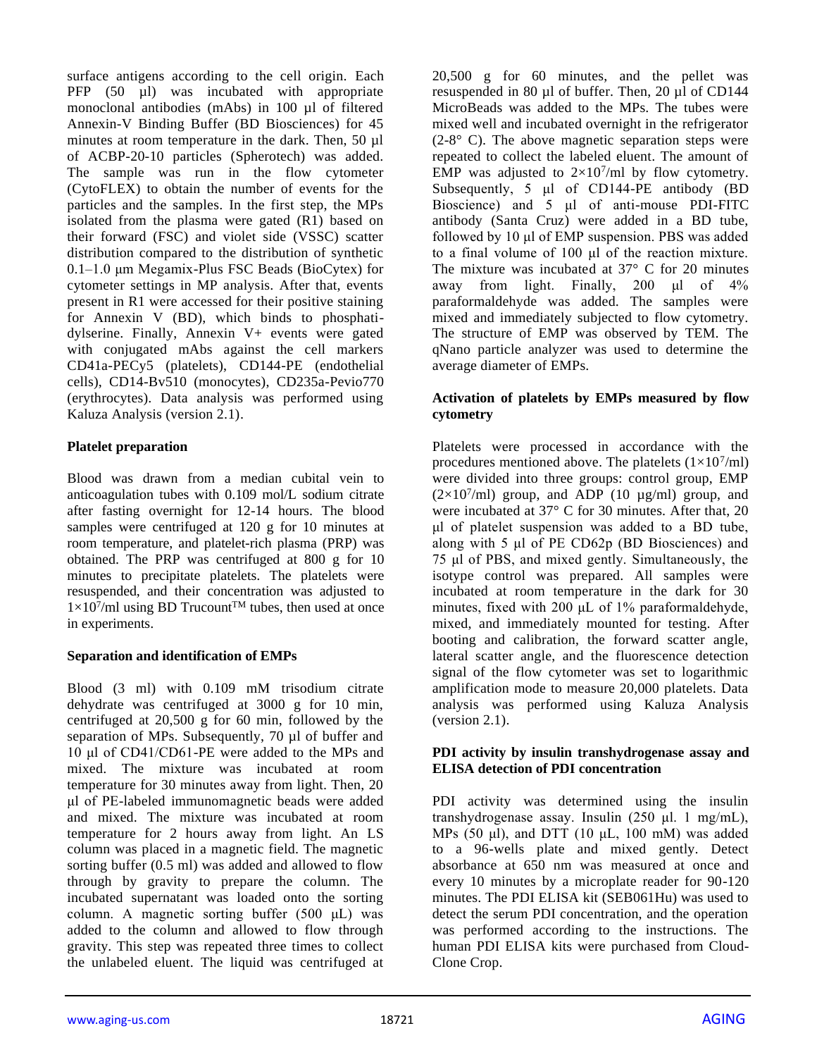surface antigens according to the cell origin. Each PFP (50 μl) was incubated with appropriate monoclonal antibodies (mAbs) in 100 μl of filtered Annexin-V Binding Buffer (BD Biosciences) for 45 minutes at room temperature in the dark. Then, 50 μl of ACBP-20-10 particles (Spherotech) was added. The sample was run in the flow cytometer (CytoFLEX) to obtain the number of events for the particles and the samples. In the first step, the MPs isolated from the plasma were gated (R1) based on their forward (FSC) and violet side (VSSC) scatter distribution compared to the distribution of synthetic 0.1–1.0 μm Megamix-Plus FSC Beads (BioCytex) for cytometer settings in MP analysis. After that, events present in R1 were accessed for their positive staining for Annexin V (BD), which binds to phosphatidylserine. Finally, Annexin V+ events were gated with conjugated mAbs against the cell markers CD41a-PECy5 (platelets), CD144-PE (endothelial cells), CD14-Bv510 (monocytes), CD235a-Pevio770 (erythrocytes). Data analysis was performed using Kaluza Analysis (version 2.1).

### Platelet preparation

Blood was drawn from a median cubital vein to anticoagulation tubes with 0.109 mol/L sodium citrate after fasting overnight for 12-14 hours. The blood samples were centrifuged at 120 g for 10 minutes at room temperature, and platelet-rich plasma (PRP) was obtained. The PRP was centrifuged at 800 g for 10 minutes to precipitate platelets. The platelets were resuspended, and their concentration was adjusted to $1\times10^7$/ml using BD Trucount™ tubes, then used at once in experiments.

### Separation and identification of EMPs

Blood (3 ml) with 0.109 mM trisodium citrate dehydrate was centrifuged at 3000 g for 10 min, centrifuged at 20,500 g for 60 min, followed by the separation of MPs. Subsequently, 70 μl of buffer and 10 μl of CD41/CD61-PE were added to the MPs and mixed. The mixture was incubated at room temperature for 30 minutes away from light. Then, 20 μl of PE-labeled immunomagnetic beads were added and mixed. The mixture was incubated at room temperature for 2 hours away from light. An LS column was placed in a magnetic field. The magnetic sorting buffer (0.5 ml) was added and allowed to flow through by gravity to prepare the column. The incubated supernatant was loaded onto the sorting column. A magnetic sorting buffer (500 μL) was added to the column and allowed to flow through gravity. This step was repeated three times to collect the unlabeled eluent. The liquid was centrifuged at 20,500 g for 60 minutes, and the pellet was resuspended in 80 μl of buffer. Then, 20 μl of CD144 MicroBeads was added to the MPs. The tubes were mixed well and incubated overnight in the refrigerator (2-8° C). The above magnetic separation steps were repeated to collect the labeled eluent. The amount of EMP was adjusted to $2\times10^7$/ml by flow cytometry. Subsequently, 5 μl of CD144-PE antibody (BD Bioscience) and 5 μl of anti-mouse PDI-FITC antibody (Santa Cruz) were added in a BD tube, followed by 10 μl of EMP suspension. PBS was added to a final volume of 100 μl of the reaction mixture. The mixture was incubated at 37° C for 20 minutes away from light. Finally, 200 μl of 4% paraformaldehyde was added. The samples were mixed and immediately subjected to flow cytometry. The structure of EMP was observed by TEM. The qNano particle analyzer was used to determine the average diameter of EMPs.

### Activation of platelets by EMPs measured by flow cytometry

Platelets were processed in accordance with the procedures mentioned above. The platelets ($1\times10^7$/ml) were divided into three groups: control group, EMP ($2\times10^7$/ml) group, and ADP (10 μg/ml) group, and were incubated at 37° C for 30 minutes. After that, 20 μl of platelet suspension was added to a BD tube, along with 5 μl of PE CD62p (BD Biosciences) and 75 μl of PBS, and mixed gently. Simultaneously, the isotype control was prepared. All samples were incubated at room temperature in the dark for 30 minutes, fixed with 200 μL of 1% paraformaldehyde, mixed, and immediately mounted for testing. After booting and calibration, the forward scatter angle, lateral scatter angle, and the fluorescence detection signal of the flow cytometer was set to logarithmic amplification mode to measure 20,000 platelets. Data analysis was performed using Kaluza Analysis (version 2.1).

### PDI activity by insulin transhydrogenase assay and ELISA detection of PDI concentration

PDI activity was determined using the insulin transhydrogenase assay. Insulin (250 μl. 1 mg/mL), MPs (50 μl), and DTT (10 μL, 100 mM) was added to a 96-wells plate and mixed gently. Detect absorbance at 650 nm was measured at once and every 10 minutes by a microplate reader for 90-120 minutes. The PDI ELISA kit (SEB061Hu) was used to detect the serum PDI concentration, and the operation was performed according to the instructions. The human PDI ELISA kits were purchased from Cloud-Clone Crop.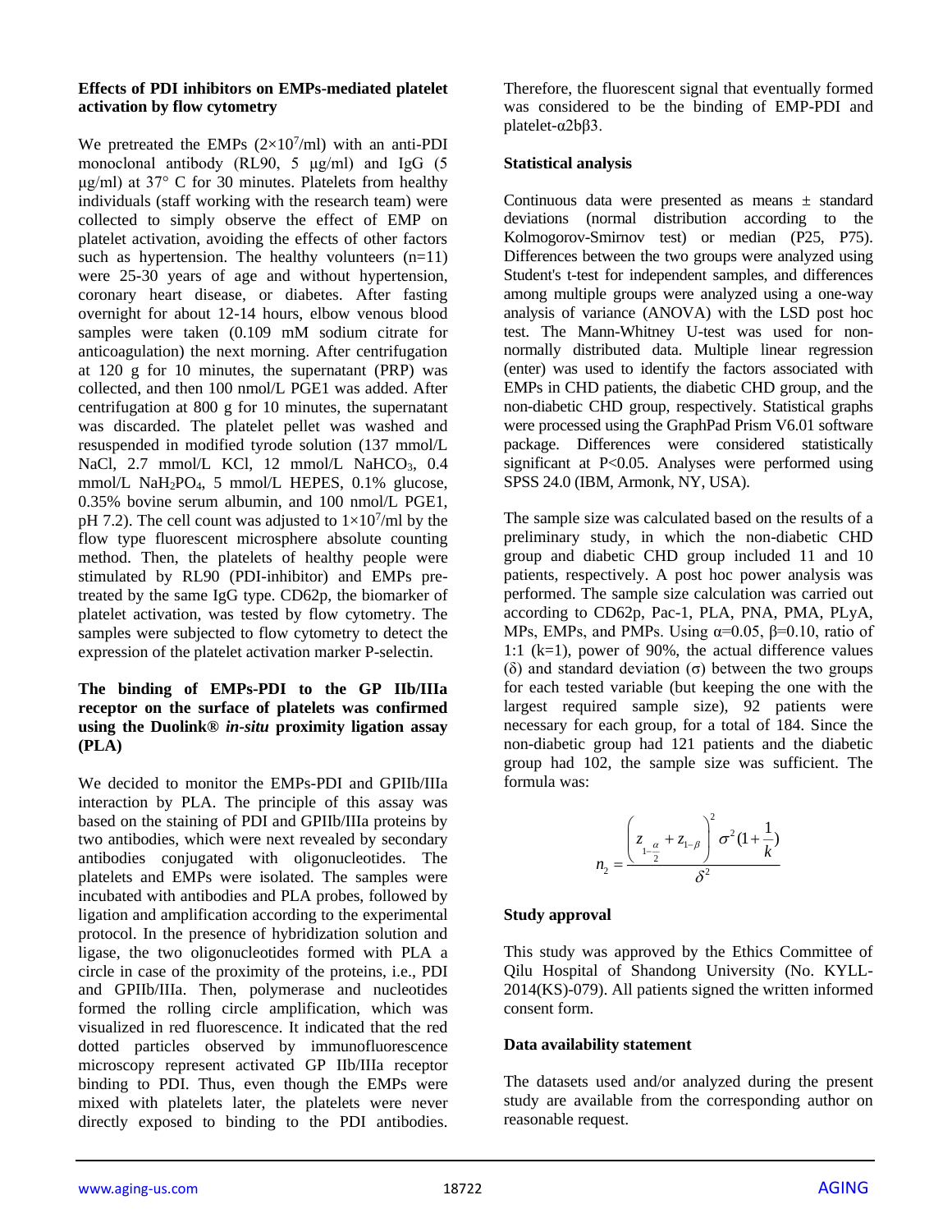**Effects of PDI inhibitors on EMPs-mediated platelet activation by flow cytometry**

We pretreated the EMPs ($2 \times 10^7$/ml) with an anti-PDI monoclonal antibody (RL90, 5 μg/ml) and IgG (5 μg/ml) at 37° C for 30 minutes. Platelets from healthy individuals (staff working with the research team) were collected to simply observe the effect of EMP on platelet activation, avoiding the effects of other factors such as hypertension. The healthy volunteers (n=11) were 25-30 years of age and without hypertension, coronary heart disease, or diabetes. After fasting overnight for about 12-14 hours, elbow venous blood samples were taken (0.109 mM sodium citrate for anticoagulation) the next morning. After centrifugation at 120 g for 10 minutes, the supernatant (PRP) was collected, and then 100 nmol/L PGE1 was added. After centrifugation at 800 g for 10 minutes, the supernatant was discarded. The platelet pellet was washed and resuspended in modified tyrode solution (137 mmol/L NaCl, 2.7 mmol/L KCl, 12 mmol/L $NaHCO_3$, 0.4 mmol/L $NaH_2PO_4$, 5 mmol/L HEPES, 0.1% glucose, 0.35% bovine serum albumin, and 100 nmol/L PGE1, pH 7.2). The cell count was adjusted to $1 \times 10^7$/ml by the flow type fluorescent microsphere absolute counting method. Then, the platelets of healthy people were stimulated by RL90 (PDI-inhibitor) and EMPs pre-treated by the same IgG type. CD62p, the biomarker of platelet activation, was tested by flow cytometry. The samples were subjected to flow cytometry to detect the expression of the platelet activation marker P-selectin.

**The binding of EMPs-PDI to the GP IIb/IIIa receptor on the surface of platelets was confirmed using the Duolink® *in-situ* proximity ligation assay (PLA)**

We decided to monitor the EMPs-PDI and GPIIb/IIIa interaction by PLA. The principle of this assay was based on the staining of PDI and GPIIb/IIIa proteins by two antibodies, which were next revealed by secondary antibodies conjugated with oligonucleotides. The platelets and EMPs were isolated. The samples were incubated with antibodies and PLA probes, followed by ligation and amplification according to the experimental protocol. In the presence of hybridization solution and ligase, the two oligonucleotides formed with PLA a circle in case of the proximity of the proteins, i.e., PDI and GPIIb/IIIa. Then, polymerase and nucleotides formed the rolling circle amplification, which was visualized in red fluorescence. It indicated that the red dotted particles observed by immunofluorescence microscopy represent activated GP IIb/IIIa receptor binding to PDI. Thus, even though the EMPs were mixed with platelets later, the platelets were never directly exposed to binding to the PDI antibodies. Therefore, the fluorescent signal that eventually formed was considered to be the binding of EMP-PDI and platelet-α2bβ3.

**Statistical analysis**

Continuous data were presented as means ± standard deviations (normal distribution according to the Kolmogorov-Smirnov test) or median (P25, P75). Differences between the two groups were analyzed using Student's t-test for independent samples, and differences among multiple groups were analyzed using a one-way analysis of variance (ANOVA) with the LSD post hoc test. The Mann-Whitney U-test was used for non-normally distributed data. Multiple linear regression (enter) was used to identify the factors associated with EMPs in CHD patients, the diabetic CHD group, and the non-diabetic CHD group, respectively. Statistical graphs were processed using the GraphPad Prism V6.01 software package. Differences were considered statistically significant at P<0.05. Analyses were performed using SPSS 24.0 (IBM, Armonk, NY, USA).

The sample size was calculated based on the results of a preliminary study, in which the non-diabetic CHD group and diabetic CHD group included 11 and 10 patients, respectively. A post hoc power analysis was performed. The sample size calculation was carried out according to CD62p, Pac-1, PLA, PNA, PMA, PLyA, MPs, EMPs, and PMPs. Using α=0.05, β=0.10, ratio of 1:1 (k=1), power of 90%, the actual difference values (δ) and standard deviation (σ) between the two groups for each tested variable (but keeping the one with the largest required sample size), 92 patients were necessary for each group, for a total of 184. Since the non-diabetic group had 121 patients and the diabetic group had 102, the sample size was sufficient. The formula was:

$$n_2 = \frac{\left(z_{1-\frac{\alpha}{2}} + z_{1-\beta}\right)^2 \sigma^2 (1+\frac{1}{k})}{\delta^2}$$

**Study approval**

This study was approved by the Ethics Committee of Qilu Hospital of Shandong University (No. KYLL-2014(KS)-079). All patients signed the written informed consent form.

**Data availability statement**

The datasets used and/or analyzed during the present study are available from the corresponding author on reasonable request.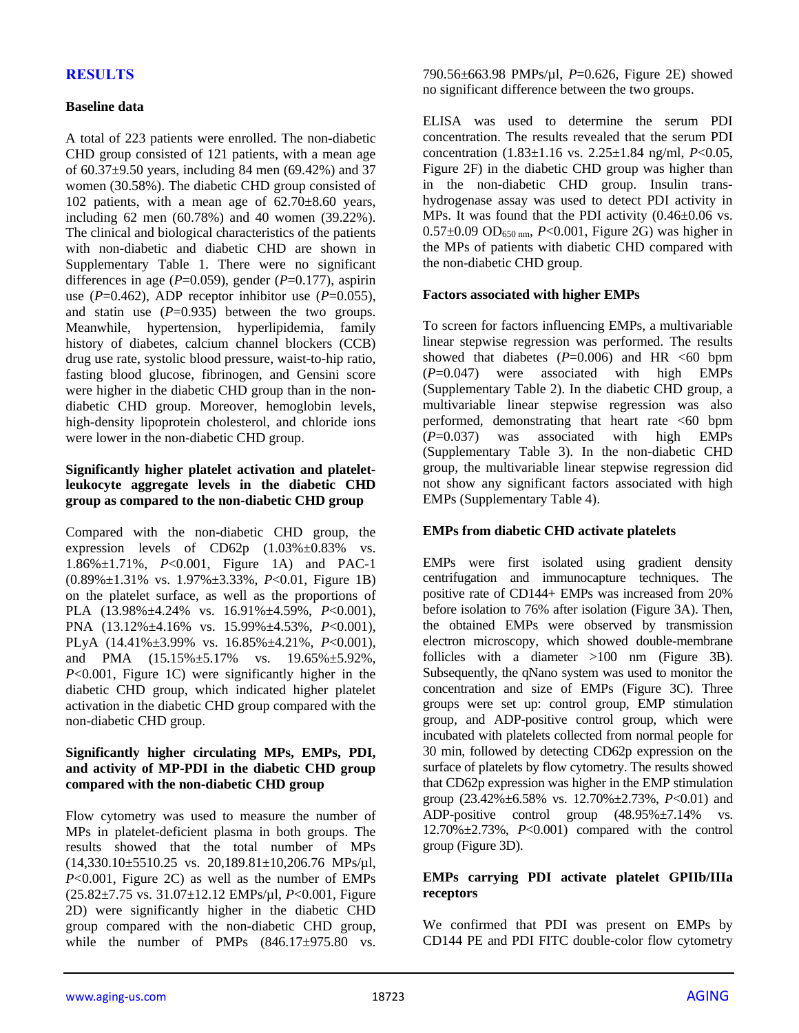## RESULTS

### Baseline data

A total of 223 patients were enrolled. The non-diabetic CHD group consisted of 121 patients, with a mean age of 60.37±9.50 years, including 84 men (69.42%) and 37 women (30.58%). The diabetic CHD group consisted of 102 patients, with a mean age of 62.70±8.60 years, including 62 men (60.78%) and 40 women (39.22%). The clinical and biological characteristics of the patients with non-diabetic and diabetic CHD are shown in Supplementary Table 1. There were no significant differences in age (*P*=0.059), gender (*P*=0.177), aspirin use (*P*=0.462), ADP receptor inhibitor use (*P*=0.055), and statin use (*P*=0.935) between the two groups. Meanwhile, hypertension, hyperlipidemia, family history of diabetes, calcium channel blockers (CCB) drug use rate, systolic blood pressure, waist-to-hip ratio, fasting blood glucose, fibrinogen, and Gensini score were higher in the diabetic CHD group than in the non-diabetic CHD group. Moreover, hemoglobin levels, high-density lipoprotein cholesterol, and chloride ions were lower in the non-diabetic CHD group.

### Significantly higher platelet activation and platelet-leukocyte aggregate levels in the diabetic CHD group as compared to the non-diabetic CHD group

Compared with the non-diabetic CHD group, the expression levels of CD62p (1.03%±0.83% vs. 1.86%±1.71%, *P*<0.001, Figure 1A) and PAC-1 (0.89%±1.31% vs. 1.97%±3.33%, *P*<0.01, Figure 1B) on the platelet surface, as well as the proportions of PLA (13.98%±4.24% vs. 16.91%±4.59%, *P*<0.001), PNA (13.12%±4.16% vs. 15.99%±4.53%, *P*<0.001), PLyA (14.41%±3.99% vs. 16.85%±4.21%, *P*<0.001), and PMA (15.15%±5.17% vs. 19.65%±5.92%, *P*<0.001, Figure 1C) were significantly higher in the diabetic CHD group, which indicated higher platelet activation in the diabetic CHD group compared with the non-diabetic CHD group.

### Significantly higher circulating MPs, EMPs, PDI, and activity of MP-PDI in the diabetic CHD group compared with the non-diabetic CHD group

Flow cytometry was used to measure the number of MPs in platelet-deficient plasma in both groups. The results showed that the total number of MPs (14,330.10±5510.25 vs. 20,189.81±10,206.76 MPs/μl, *P*<0.001, Figure 2C) as well as the number of EMPs (25.82±7.75 vs. 31.07±12.12 EMPs/μl, *P*<0.001, Figure 2D) were significantly higher in the diabetic CHD group compared with the non-diabetic CHD group, while the number of PMPs (846.17±975.80 vs. 790.56±663.98 PMPs/μl, *P*=0.626, Figure 2E) showed no significant difference between the two groups.

ELISA was used to determine the serum PDI concentration. The results revealed that the serum PDI concentration (1.83±1.16 vs. 2.25±1.84 ng/ml, *P*<0.05, Figure 2F) in the diabetic CHD group was higher than in the non-diabetic CHD group. Insulin trans-hydrogenase assay was used to detect PDI activity in MPs. It was found that the PDI activity (0.46±0.06 vs. 0.57±0.09 $OD_{650\ nm}$, *P*<0.001, Figure 2G) was higher in the MPs of patients with diabetic CHD compared with the non-diabetic CHD group.

### Factors associated with higher EMPs

To screen for factors influencing EMPs, a multivariable linear stepwise regression was performed. The results showed that diabetes (*P*=0.006) and HR <60 bpm (*P*=0.047) were associated with high EMPs (Supplementary Table 2). In the diabetic CHD group, a multivariable linear stepwise regression was also performed, demonstrating that heart rate <60 bpm (*P*=0.037) was associated with high EMPs (Supplementary Table 3). In the non-diabetic CHD group, the multivariable linear stepwise regression did not show any significant factors associated with high EMPs (Supplementary Table 4).

### EMPs from diabetic CHD activate platelets

EMPs were first isolated using gradient density centrifugation and immunocapture techniques. The positive rate of CD144+ EMPs was increased from 20% before isolation to 76% after isolation (Figure 3A). Then, the obtained EMPs were observed by transmission electron microscopy, which showed double-membrane follicles with a diameter >100 nm (Figure 3B). Subsequently, the qNano system was used to monitor the concentration and size of EMPs (Figure 3C). Three groups were set up: control group, EMP stimulation group, and ADP-positive control group, which were incubated with platelets collected from normal people for 30 min, followed by detecting CD62p expression on the surface of platelets by flow cytometry. The results showed that CD62p expression was higher in the EMP stimulation group (23.42%±6.58% vs. 12.70%±2.73%, *P*<0.01) and ADP-positive control group (48.95%±7.14% vs. 12.70%±2.73%, *P*<0.001) compared with the control group (Figure 3D).

### EMPs carrying PDI activate platelet GPIIb/IIIa receptors

We confirmed that PDI was present on EMPs by CD144 PE and PDI FITC double-color flow cytometry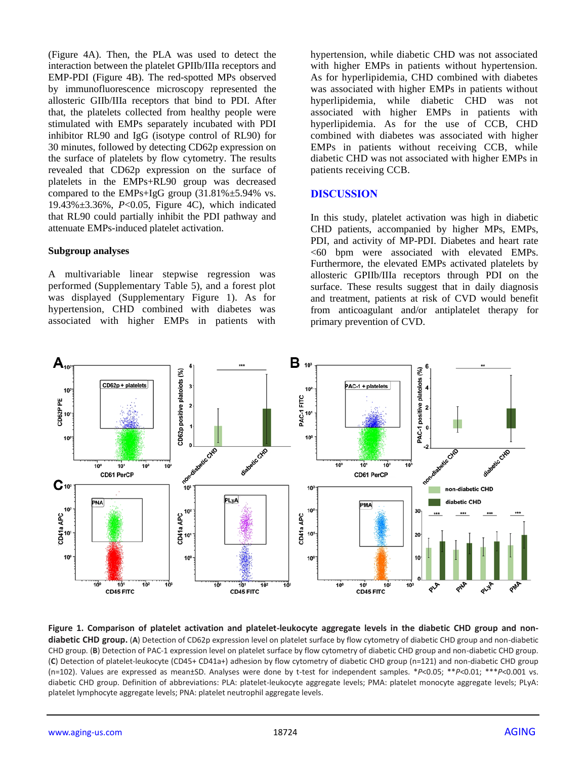(Figure 4A). Then, the PLA was used to detect the interaction between the platelet GPIIb/IIIa receptors and EMP-PDI (Figure 4B). The red-spotted MPs observed by immunofluorescence microscopy represented the allosteric GIIb/IIIa receptors that bind to PDI. After that, the platelets collected from healthy people were stimulated with EMPs separately incubated with PDI inhibitor RL90 and IgG (isotype control of RL90) for 30 minutes, followed by detecting CD62p expression on the surface of platelets by flow cytometry. The results revealed that CD62p expression on the surface of platelets in the EMPs+RL90 group was decreased compared to the EMPs+IgG group (31.81%±5.94% vs. 19.43%±3.36%, *P*<0.05, Figure 4C), which indicated that RL90 could partially inhibit the PDI pathway and attenuate EMPs-induced platelet activation.

### Subgroup analyses

A multivariable linear stepwise regression was performed (Supplementary Table 5), and a forest plot was displayed (Supplementary Figure 1). As for hypertension, CHD combined with diabetes was associated with higher EMPs in patients with hypertension, while diabetic CHD was not associated with higher EMPs in patients without hypertension. As for hyperlipidemia, CHD combined with diabetes was associated with higher EMPs in patients without hyperlipidemia, while diabetic CHD was not associated with higher EMPs in patients with hyperlipidemia. As for the use of CCB, CHD combined with diabetes was associated with higher EMPs in patients without receiving CCB, while diabetic CHD was not associated with higher EMPs in patients receiving CCB.

## DISCUSSION

In this study, platelet activation was high in diabetic CHD patients, accompanied by higher MPs, EMPs, PDI, and activity of MP-PDI. Diabetes and heart rate <60 bpm were associated with elevated EMPs. Furthermore, the elevated EMPs activated platelets by allosteric GPIIb/IIIa receptors through PDI on the surface. These results suggest that in daily diagnosis and treatment, patients at risk of CVD would benefit from anticoagulant and/or antiplatelet therapy for primary prevention of CVD.

**Figure 1. Comparison of platelet activation and platelet-leukocyte aggregate levels in the diabetic CHD group and non-diabetic CHD group.** (**A**) Detection of CD62p expression level on platelet surface by flow cytometry of diabetic CHD group and non-diabetic CHD group. (**B**) Detection of PAC-1 expression level on platelet surface by flow cytometry of diabetic CHD group and non-diabetic CHD group. (**C**) Detection of platelet-leukocyte (CD45+ CD41a+) adhesion by flow cytometry of diabetic CHD group (n=121) and non-diabetic CHD group (n=102). Values are expressed as mean±SD. Analyses were done by t-test for independent samples. \**P*<0.05; \*\**P*<0.01; \*\*\**P*<0.001 vs. diabetic CHD group. Definition of abbreviations: PLA: platelet-leukocyte aggregate levels; PMA: platelet monocyte aggregate levels; PLyA: platelet lymphocyte aggregate levels; PNA: platelet neutrophil aggregate levels.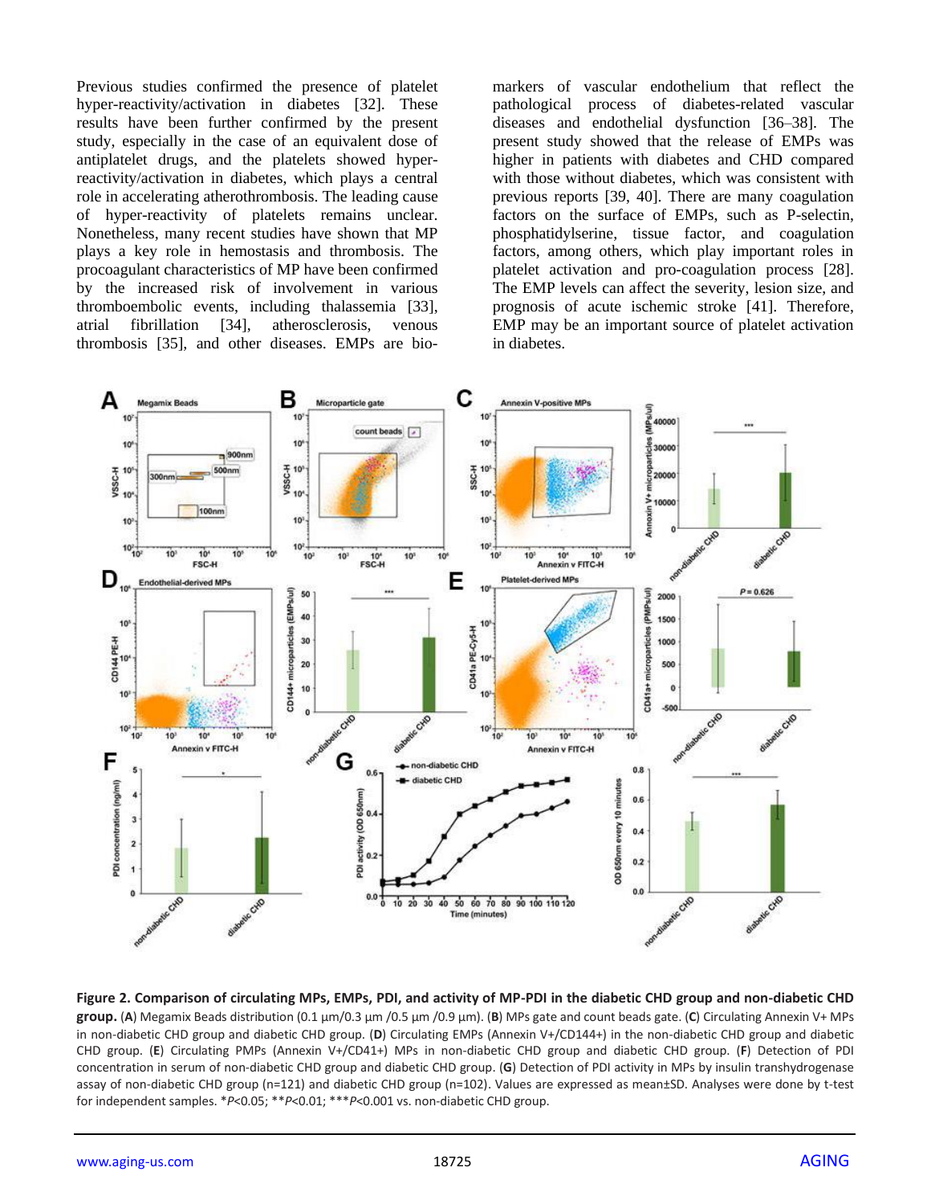Previous studies confirmed the presence of platelet hyper-reactivity/activation in diabetes [32]. These results have been further confirmed by the present study, especially in the case of an equivalent dose of antiplatelet drugs, and the platelets showed hyper-reactivity/activation in diabetes, which plays a central role in accelerating atherothrombosis. The leading cause of hyper-reactivity of platelets remains unclear. Nonetheless, many recent studies have shown that MP plays a key role in hemostasis and thrombosis. The procoagulant characteristics of MP have been confirmed by the increased risk of involvement in various thromboembolic events, including thalassemia [33], atrial fibrillation [34], atherosclerosis, venous thrombosis [35], and other diseases. EMPs are bio-markers of vascular endothelium that reflect the pathological process of diabetes-related vascular diseases and endothelial dysfunction [36–38]. The present study showed that the release of EMPs was higher in patients with diabetes and CHD compared with those without diabetes, which was consistent with previous reports [39, 40]. There are many coagulation factors on the surface of EMPs, such as P-selectin, phosphatidylserine, tissue factor, and coagulation factors, among others, which play important roles in platelet activation and pro-coagulation process [28]. The EMP levels can affect the severity, lesion size, and prognosis of acute ischemic stroke [41]. Therefore, EMP may be an important source of platelet activation in diabetes.

**Figure 2. Comparison of circulating MPs, EMPs, PDI, and activity of MP-PDI in the diabetic CHD group and non-diabetic CHD group.** (**A**) Megamix Beads distribution (0.1 μm/0.3 μm /0.5 μm /0.9 μm). (**B**) MPs gate and count beads gate. (**C**) Circulating Annexin V+ MPs in non-diabetic CHD group and diabetic CHD group. (**D**) Circulating EMPs (Annexin V+/CD144+) in the non-diabetic CHD group and diabetic CHD group. (**E**) Circulating PMPs (Annexin V+/CD41+) MPs in non-diabetic CHD group and diabetic CHD group. (**F**) Detection of PDI concentration in serum of non-diabetic CHD group and diabetic CHD group. (**G**) Detection of PDI activity in MPs by insulin transhydrogenase assay of non-diabetic CHD group (n=121) and diabetic CHD group (n=102). Values are expressed as mean±SD. Analyses were done by t-test for independent samples. \**P*<0.05; \*\**P*<0.01; \*\*\**P*<0.001 vs. non-diabetic CHD group.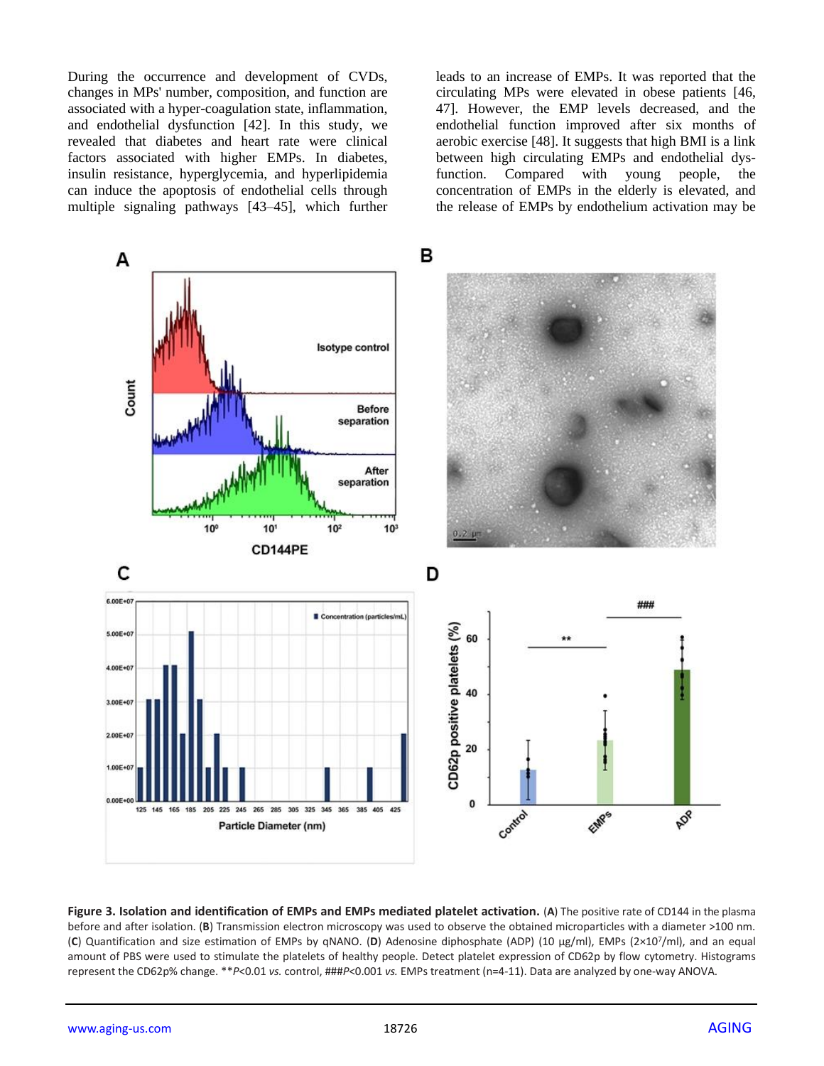During the occurrence and development of CVDs, changes in MPs' number, composition, and function are associated with a hyper-coagulation state, inflammation, and endothelial dysfunction [42]. In this study, we revealed that diabetes and heart rate were clinical factors associated with higher EMPs. In diabetes, insulin resistance, hyperglycemia, and hyperlipidemia can induce the apoptosis of endothelial cells through multiple signaling pathways [43–45], which further leads to an increase of EMPs. It was reported that the circulating MPs were elevated in obese patients [46, 47]. However, the EMP levels decreased, and the endothelial function improved after six months of aerobic exercise [48]. It suggests that high BMI is a link between high circulating EMPs and endothelial dysfunction. Compared with young people, the concentration of EMPs in the elderly is elevated, and the release of EMPs by endothelium activation may be

**Figure 3. Isolation and identification of EMPs and EMPs mediated platelet activation.** (**A**) The positive rate of CD144 in the plasma before and after isolation. (**B**) Transmission electron microscopy was used to observe the obtained microparticles with a diameter >100 nm. (**C**) Quantification and size estimation of EMPs by qNANO. (**D**) Adenosine diphosphate (ADP) (10 μg/ml), EMPs ($2\times10^7$/ml), and an equal amount of PBS were used to stimulate the platelets of healthy people. Detect platelet expression of CD62p by flow cytometry. Histograms represent the CD62p% change. \*\**P*<0.01 *vs.* control, ###*P*<0.001 *vs.* EMPs treatment (n=4-11). Data are analyzed by one-way ANOVA.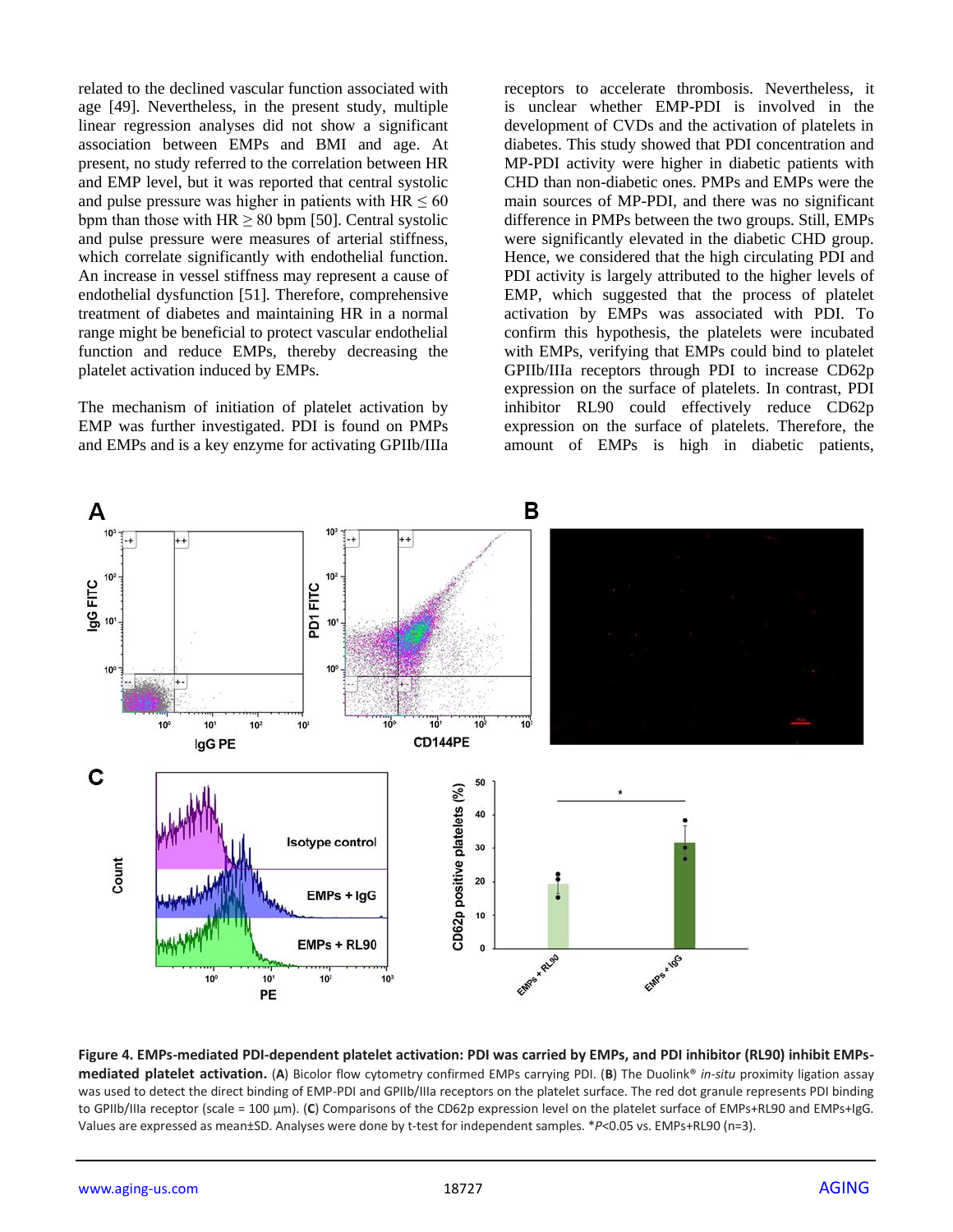related to the declined vascular function associated with age [49]. Nevertheless, in the present study, multiple linear regression analyses did not show a significant association between EMPs and BMI and age. At present, no study referred to the correlation between HR and EMP level, but it was reported that central systolic and pulse pressure was higher in patients with HR ≤ 60 bpm than those with HR ≥ 80 bpm [50]. Central systolic and pulse pressure were measures of arterial stiffness, which correlate significantly with endothelial function. An increase in vessel stiffness may represent a cause of endothelial dysfunction [51]. Therefore, comprehensive treatment of diabetes and maintaining HR in a normal range might be beneficial to protect vascular endothelial function and reduce EMPs, thereby decreasing the platelet activation induced by EMPs.

The mechanism of initiation of platelet activation by EMP was further investigated. PDI is found on PMPs and EMPs and is a key enzyme for activating GPIIb/IIIa receptors to accelerate thrombosis. Nevertheless, it is unclear whether EMP-PDI is involved in the development of CVDs and the activation of platelets in diabetes. This study showed that PDI concentration and MP-PDI activity were higher in diabetic patients with CHD than non-diabetic ones. PMPs and EMPs were the main sources of MP-PDI, and there was no significant difference in PMPs between the two groups. Still, EMPs were significantly elevated in the diabetic CHD group. Hence, we considered that the high circulating PDI and PDI activity is largely attributed to the higher levels of EMP, which suggested that the process of platelet activation by EMPs was associated with PDI. To confirm this hypothesis, the platelets were incubated with EMPs, verifying that EMPs could bind to platelet GPIIb/IIIa receptors through PDI to increase CD62p expression on the surface of platelets. In contrast, PDI inhibitor RL90 could effectively reduce CD62p expression on the surface of platelets. Therefore, the amount of EMPs is high in diabetic patients,

**Figure 4. EMPs-mediated PDI-dependent platelet activation: PDI was carried by EMPs, and PDI inhibitor (RL90) inhibit EMPs-mediated platelet activation.** (**A**) Bicolor flow cytometry confirmed EMPs carrying PDI. (**B**) The Duolink® *in-situ* proximity ligation assay was used to detect the direct binding of EMP-PDI and GPIIb/IIIa receptors on the platelet surface. The red dot granule represents PDI binding to GPIIb/IIIa receptor (scale = 100 μm). (**C**) Comparisons of the CD62p expression level on the platelet surface of EMPs+RL90 and EMPs+IgG. Values are expressed as mean±SD. Analyses were done by t-test for independent samples. *$P$<0.05 vs. EMPs+RL90 (n=3).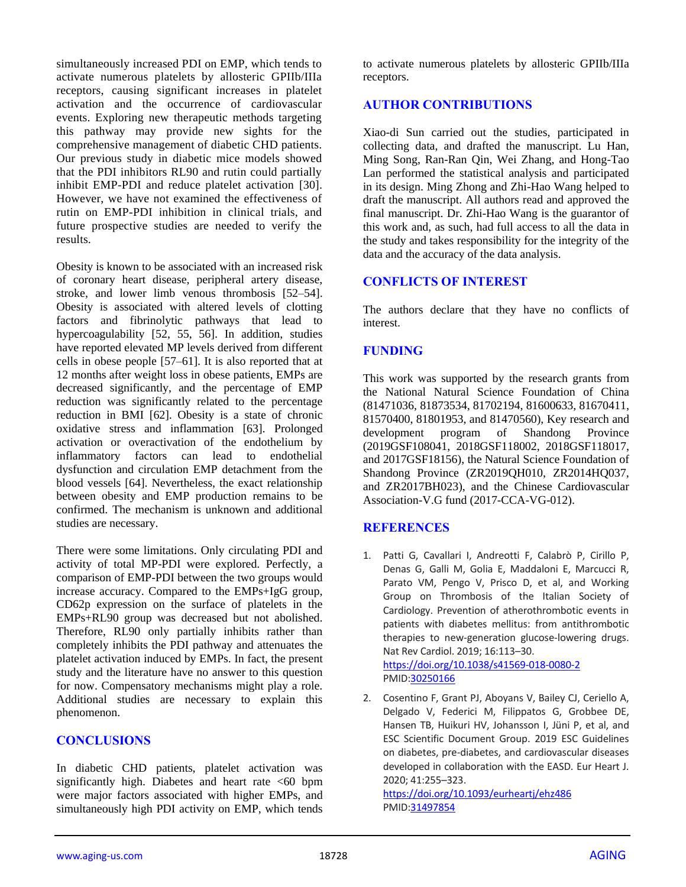simultaneously increased PDI on EMP, which tends to activate numerous platelets by allosteric GPIIb/IIIa receptors, causing significant increases in platelet activation and the occurrence of cardiovascular events. Exploring new therapeutic methods targeting this pathway may provide new sights for the comprehensive management of diabetic CHD patients. Our previous study in diabetic mice models showed that the PDI inhibitors RL90 and rutin could partially inhibit EMP-PDI and reduce platelet activation [30]. However, we have not examined the effectiveness of rutin on EMP-PDI inhibition in clinical trials, and future prospective studies are needed to verify the results.

Obesity is known to be associated with an increased risk of coronary heart disease, peripheral artery disease, stroke, and lower limb venous thrombosis [52–54]. Obesity is associated with altered levels of clotting factors and fibrinolytic pathways that lead to hypercoagulability [52, 55, 56]. In addition, studies have reported elevated MP levels derived from different cells in obese people [57–61]. It is also reported that at 12 months after weight loss in obese patients, EMPs are decreased significantly, and the percentage of EMP reduction was significantly related to the percentage reduction in BMI [62]. Obesity is a state of chronic oxidative stress and inflammation [63]. Prolonged activation or overactivation of the endothelium by inflammatory factors can lead to endothelial dysfunction and circulation EMP detachment from the blood vessels [64]. Nevertheless, the exact relationship between obesity and EMP production remains to be confirmed. The mechanism is unknown and additional studies are necessary.

There were some limitations. Only circulating PDI and activity of total MP-PDI were explored. Perfectly, a comparison of EMP-PDI between the two groups would increase accuracy. Compared to the EMPs+IgG group, CD62p expression on the surface of platelets in the EMPs+RL90 group was decreased but not abolished. Therefore, RL90 only partially inhibits rather than completely inhibits the PDI pathway and attenuates the platelet activation induced by EMPs. In fact, the present study and the literature have no answer to this question for now. Compensatory mechanisms might play a role. Additional studies are necessary to explain this phenomenon.

## CONCLUSIONS

In diabetic CHD patients, platelet activation was significantly high. Diabetes and heart rate <60 bpm were major factors associated with higher EMPs, and simultaneously high PDI activity on EMP, which tends to activate numerous platelets by allosteric GPIIb/IIIa receptors.

## AUTHOR CONTRIBUTIONS

Xiao-di Sun carried out the studies, participated in collecting data, and drafted the manuscript. Lu Han, Ming Song, Ran-Ran Qin, Wei Zhang, and Hong-Tao Lan performed the statistical analysis and participated in its design. Ming Zhong and Zhi-Hao Wang helped to draft the manuscript. All authors read and approved the final manuscript. Dr. Zhi-Hao Wang is the guarantor of this work and, as such, had full access to all the data in the study and takes responsibility for the integrity of the data and the accuracy of the data analysis.

## CONFLICTS OF INTEREST

The authors declare that they have no conflicts of interest.

## FUNDING

This work was supported by the research grants from the National Natural Science Foundation of China (81471036, 81873534, 81702194, 81600633, 81670411, 81570400, 81801953, and 81470560), Key research and development program of Shandong Province (2019GSF108041, 2018GSF118002, 2018GSF118017, and 2017GSF18156), the Natural Science Foundation of Shandong Province (ZR2019QH010, ZR2014HQ037, and ZR2017BH023), and the Chinese Cardiovascular Association-V.G fund (2017-CCA-VG-012).

## REFERENCES

1. Patti G, Cavallari I, Andreotti F, Calabrò P, Cirillo P, Denas G, Galli M, Golia E, Maddaloni E, Marcucci R, Parato VM, Pengo V, Prisco D, et al, and Working Group on Thrombosis of the Italian Society of Cardiology. Prevention of atherothrombotic events in patients with diabetes mellitus: from antithrombotic therapies to new-generation glucose-lowering drugs. Nat Rev Cardiol. 2019; 16:113–30. https://doi.org/10.1038/s41569-018-0080-2 PMID:30250166

2. Cosentino F, Grant PJ, Aboyans V, Bailey CJ, Ceriello A, Delgado V, Federici M, Filippatos G, Grobbee DE, Hansen TB, Huikuri HV, Johansson I, Jüni P, et al, and ESC Scientific Document Group. 2019 ESC Guidelines on diabetes, pre-diabetes, and cardiovascular diseases developed in collaboration with the EASD. Eur Heart J. 2020; 41:255–323. https://doi.org/10.1093/eurheartj/ehz486 PMID:31497854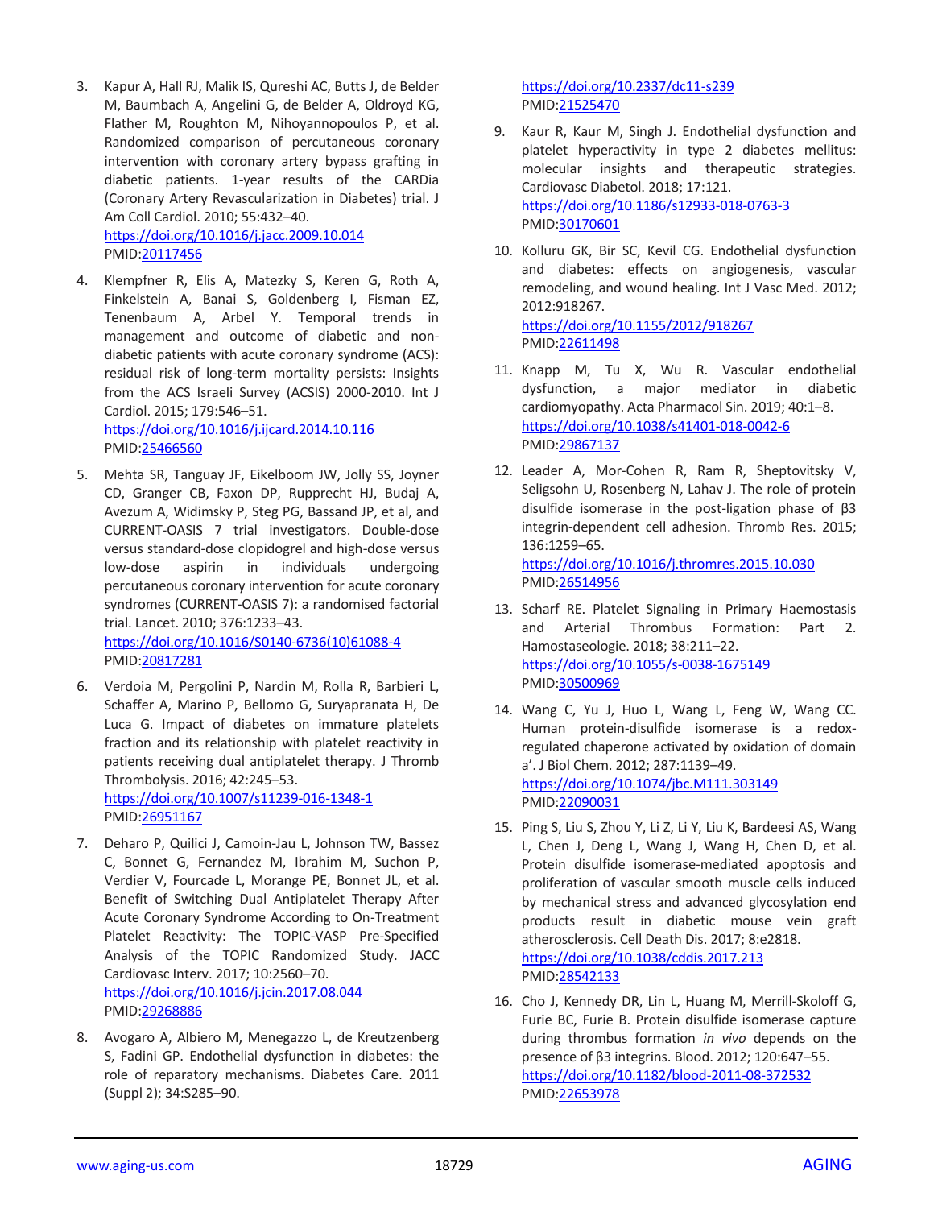3. Kapur A, Hall RJ, Malik IS, Qureshi AC, Butts J, de Belder M, Baumbach A, Angelini G, de Belder A, Oldroyd KG, Flather M, Roughton M, Nihoyannopoulos P, et al. Randomized comparison of percutaneous coronary intervention with coronary artery bypass grafting in diabetic patients. 1-year results of the CARDia (Coronary Artery Revascularization in Diabetes) trial. J Am Coll Cardiol. 2010; 55:432–40. https://doi.org/10.1016/j.jacc.2009.10.014 PMID:20117456

4. Klempfner R, Elis A, Matezky S, Keren G, Roth A, Finkelstein A, Banai S, Goldenberg I, Fisman EZ, Tenenbaum A, Arbel Y. Temporal trends in management and outcome of diabetic and non-diabetic patients with acute coronary syndrome (ACS): residual risk of long-term mortality persists: Insights from the ACS Israeli Survey (ACSIS) 2000-2010. Int J Cardiol. 2015; 179:546–51. https://doi.org/10.1016/j.ijcard.2014.10.116 PMID:25466560

5. Mehta SR, Tanguay JF, Eikelboom JW, Jolly SS, Joyner CD, Granger CB, Faxon DP, Rupprecht HJ, Budaj A, Avezum A, Widimsky P, Steg PG, Bassand JP, et al, and CURRENT-OASIS 7 trial investigators. Double-dose versus standard-dose clopidogrel and high-dose versus low-dose aspirin in individuals undergoing percutaneous coronary intervention for acute coronary syndromes (CURRENT-OASIS 7): a randomised factorial trial. Lancet. 2010; 376:1233–43. https://doi.org/10.1016/S0140-6736(10)61088-4 PMID:20817281

6. Verdoia M, Pergolini P, Nardin M, Rolla R, Barbieri L, Schaffer A, Marino P, Bellomo G, Suryapranata H, De Luca G. Impact of diabetes on immature platelets fraction and its relationship with platelet reactivity in patients receiving dual antiplatelet therapy. J Thromb Thrombolysis. 2016; 42:245–53. https://doi.org/10.1007/s11239-016-1348-1 PMID:26951167

7. Deharo P, Quilici J, Camoin-Jau L, Johnson TW, Bassez C, Bonnet G, Fernandez M, Ibrahim M, Suchon P, Verdier V, Fourcade L, Morange PE, Bonnet JL, et al. Benefit of Switching Dual Antiplatelet Therapy After Acute Coronary Syndrome According to On-Treatment Platelet Reactivity: The TOPIC-VASP Pre-Specified Analysis of the TOPIC Randomized Study. JACC Cardiovasc Interv. 2017; 10:2560–70. https://doi.org/10.1016/j.jcin.2017.08.044 PMID:29268886

8. Avogaro A, Albiero M, Menegazzo L, de Kreutzenberg S, Fadini GP. Endothelial dysfunction in diabetes: the role of reparatory mechanisms. Diabetes Care. 2011 (Suppl 2); 34:S285–90. https://doi.org/10.2337/dc11-s239 PMID:21525470

9. Kaur R, Kaur M, Singh J. Endothelial dysfunction and platelet hyperactivity in type 2 diabetes mellitus: molecular insights and therapeutic strategies. Cardiovasc Diabetol. 2018; 17:121. https://doi.org/10.1186/s12933-018-0763-3 PMID:30170601

10. Kolluru GK, Bir SC, Kevil CG. Endothelial dysfunction and diabetes: effects on angiogenesis, vascular remodeling, and wound healing. Int J Vasc Med. 2012; 2012:918267. https://doi.org/10.1155/2012/918267 PMID:22611498

11. Knapp M, Tu X, Wu R. Vascular endothelial dysfunction, a major mediator in diabetic cardiomyopathy. Acta Pharmacol Sin. 2019; 40:1–8. https://doi.org/10.1038/s41401-018-0042-6 PMID:29867137

12. Leader A, Mor-Cohen R, Ram R, Sheptovitsky V, Seligsohn U, Rosenberg N, Lahav J. The role of protein disulfide isomerase in the post-ligation phase of β3 integrin-dependent cell adhesion. Thromb Res. 2015; 136:1259–65. https://doi.org/10.1016/j.thromres.2015.10.030 PMID:26514956

13. Scharf RE. Platelet Signaling in Primary Haemostasis and Arterial Thrombus Formation: Part 2. Hamostaseologie. 2018; 38:211–22. https://doi.org/10.1055/s-0038-1675149 PMID:30500969

14. Wang C, Yu J, Huo L, Wang L, Feng W, Wang CC. Human protein-disulfide isomerase is a redox-regulated chaperone activated by oxidation of domain a'. J Biol Chem. 2012; 287:1139–49. https://doi.org/10.1074/jbc.M111.303149 PMID:22090031

15. Ping S, Liu S, Zhou Y, Li Z, Li Y, Liu K, Bardeesi AS, Wang L, Chen J, Deng L, Wang J, Wang H, Chen D, et al. Protein disulfide isomerase-mediated apoptosis and proliferation of vascular smooth muscle cells induced by mechanical stress and advanced glycosylation end products result in diabetic mouse vein graft atherosclerosis. Cell Death Dis. 2017; 8:e2818. https://doi.org/10.1038/cddis.2017.213 PMID:28542133

16. Cho J, Kennedy DR, Lin L, Huang M, Merrill-Skoloff G, Furie BC, Furie B. Protein disulfide isomerase capture during thrombus formation *in vivo* depends on the presence of β3 integrins. Blood. 2012; 120:647–55. https://doi.org/10.1182/blood-2011-08-372532 PMID:22653978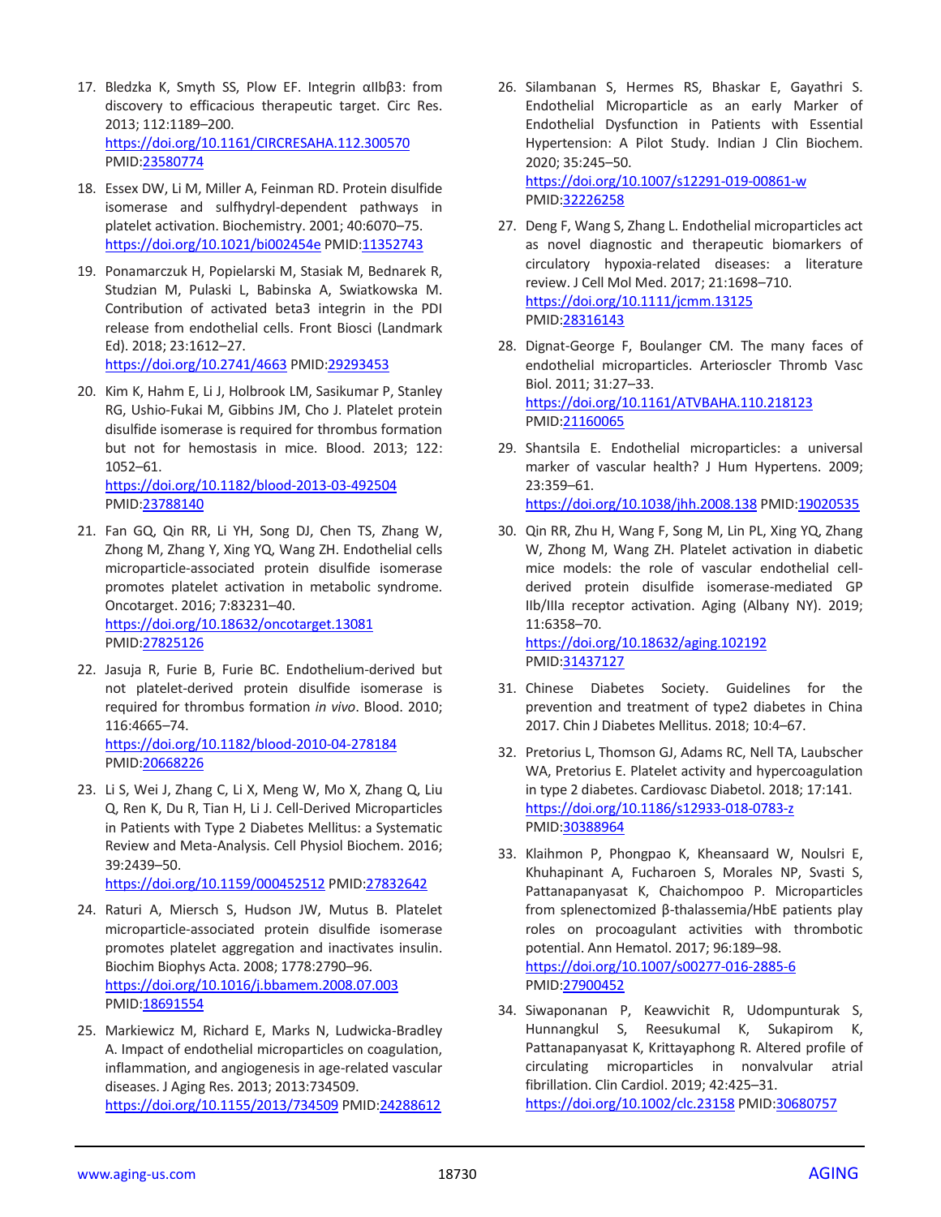17. Bledzka K, Smyth SS, Plow EF. Integrin αIIbβ3: from discovery to efficacious therapeutic target. Circ Res. 2013; 112:1189–200. https://doi.org/10.1161/CIRCRESAHA.112.300570 PMID:23580774

18. Essex DW, Li M, Miller A, Feinman RD. Protein disulfide isomerase and sulfhydryl-dependent pathways in platelet activation. Biochemistry. 2001; 40:6070–75. https://doi.org/10.1021/bi002454e PMID:11352743

19. Ponamarczuk H, Popielarski M, Stasiak M, Bednarek R, Studzian M, Pulaski L, Babinska A, Swiatkowska M. Contribution of activated beta3 integrin in the PDI release from endothelial cells. Front Biosci (Landmark Ed). 2018; 23:1612–27. https://doi.org/10.2741/4663 PMID:29293453

20. Kim K, Hahm E, Li J, Holbrook LM, Sasikumar P, Stanley RG, Ushio-Fukai M, Gibbins JM, Cho J. Platelet protein disulfide isomerase is required for thrombus formation but not for hemostasis in mice. Blood. 2013; 122:1052–61. https://doi.org/10.1182/blood-2013-03-492504 PMID:23788140

21. Fan GQ, Qin RR, Li YH, Song DJ, Chen TS, Zhang W, Zhong M, Zhang Y, Xing YQ, Wang ZH. Endothelial cells microparticle-associated protein disulfide isomerase promotes platelet activation in metabolic syndrome. Oncotarget. 2016; 7:83231–40. https://doi.org/10.18632/oncotarget.13081 PMID:27825126

22. Jasuja R, Furie B, Furie BC. Endothelium-derived but not platelet-derived protein disulfide isomerase is required for thrombus formation *in vivo*. Blood. 2010; 116:4665–74. https://doi.org/10.1182/blood-2010-04-278184 PMID:20668226

23. Li S, Wei J, Zhang C, Li X, Meng W, Mo X, Zhang Q, Liu Q, Ren K, Du R, Tian H, Li J. Cell-Derived Microparticles in Patients with Type 2 Diabetes Mellitus: a Systematic Review and Meta-Analysis. Cell Physiol Biochem. 2016; 39:2439–50. https://doi.org/10.1159/000452512 PMID:27832642

24. Raturi A, Miersch S, Hudson JW, Mutus B. Platelet microparticle-associated protein disulfide isomerase promotes platelet aggregation and inactivates insulin. Biochim Biophys Acta. 2008; 1778:2790–96. https://doi.org/10.1016/j.bbamem.2008.07.003 PMID:18691554

25. Markiewicz M, Richard E, Marks N, Ludwicka-Bradley A. Impact of endothelial microparticles on coagulation, inflammation, and angiogenesis in age-related vascular diseases. J Aging Res. 2013; 2013:734509. https://doi.org/10.1155/2013/734509 PMID:24288612

26. Silambanan S, Hermes RS, Bhaskar E, Gayathri S. Endothelial Microparticle as an early Marker of Endothelial Dysfunction in Patients with Essential Hypertension: A Pilot Study. Indian J Clin Biochem. 2020; 35:245–50. https://doi.org/10.1007/s12291-019-00861-w PMID:32226258

27. Deng F, Wang S, Zhang L. Endothelial microparticles act as novel diagnostic and therapeutic biomarkers of circulatory hypoxia-related diseases: a literature review. J Cell Mol Med. 2017; 21:1698–710. https://doi.org/10.1111/jcmm.13125 PMID:28316143

28. Dignat-George F, Boulanger CM. The many faces of endothelial microparticles. Arterioscler Thromb Vasc Biol. 2011; 31:27–33. https://doi.org/10.1161/ATVBAHA.110.218123 PMID:21160065

29. Shantsila E. Endothelial microparticles: a universal marker of vascular health? J Hum Hypertens. 2009; 23:359–61. https://doi.org/10.1038/jhh.2008.138 PMID:19020535

30. Qin RR, Zhu H, Wang F, Song M, Lin PL, Xing YQ, Zhang W, Zhong M, Wang ZH. Platelet activation in diabetic mice models: the role of vascular endothelial cell-derived protein disulfide isomerase-mediated GP IIb/IIIa receptor activation. Aging (Albany NY). 2019; 11:6358–70. https://doi.org/10.18632/aging.102192 PMID:31437127

31. Chinese Diabetes Society. Guidelines for the prevention and treatment of type2 diabetes in China 2017. Chin J Diabetes Mellitus. 2018; 10:4–67.

32. Pretorius L, Thomson GJ, Adams RC, Nell TA, Laubscher WA, Pretorius E. Platelet activity and hypercoagulation in type 2 diabetes. Cardiovasc Diabetol. 2018; 17:141. https://doi.org/10.1186/s12933-018-0783-z PMID:30388964

33. Klaihmon P, Phongpao K, Kheansaard W, Noulsri E, Khuhapinant A, Fucharoen S, Morales NP, Svasti S, Pattanapanyasat K, Chaichompoo P. Microparticles from splenectomized β-thalassemia/HbE patients play roles on procoagulant activities with thrombotic potential. Ann Hematol. 2017; 96:189–98. https://doi.org/10.1007/s00277-016-2885-6 PMID:27900452

34. Siwaponanan P, Keawvichit R, Udompunturak S, Hunnangkul S, Reesukumal K, Sukapirom K, Pattanapanyasat K, Krittayaphong R. Altered profile of circulating microparticles in nonvalvular atrial fibrillation. Clin Cardiol. 2019; 42:425–31. https://doi.org/10.1002/clc.23158 PMID:30680757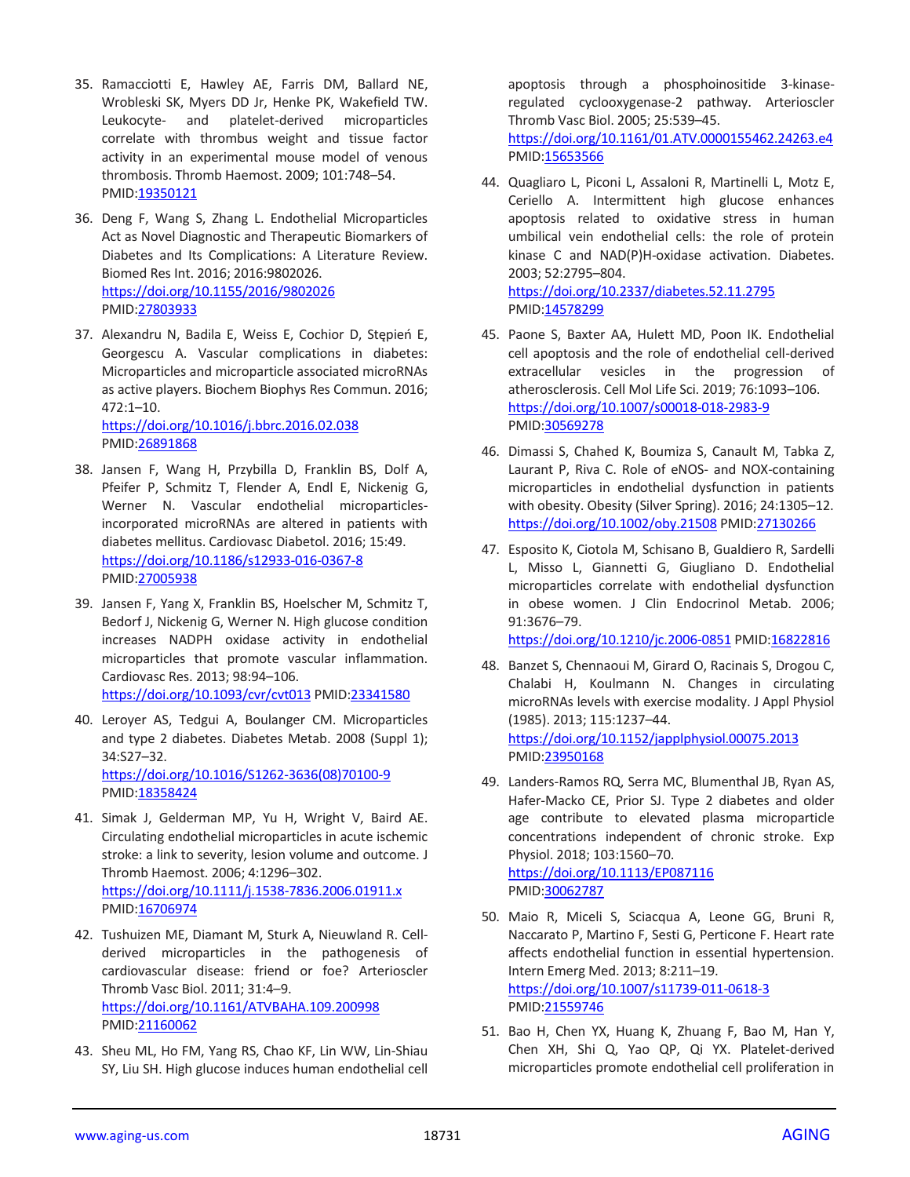35. Ramacciotti E, Hawley AE, Farris DM, Ballard NE, Wrobleski SK, Myers DD Jr, Henke PK, Wakefield TW. Leukocyte- and platelet-derived microparticles correlate with thrombus weight and tissue factor activity in an experimental mouse model of venous thrombosis. Thromb Haemost. 2009; 101:748–54. PMID:19350121

36. Deng F, Wang S, Zhang L. Endothelial Microparticles Act as Novel Diagnostic and Therapeutic Biomarkers of Diabetes and Its Complications: A Literature Review. Biomed Res Int. 2016; 2016:9802026. https://doi.org/10.1155/2016/9802026 PMID:27803933

37. Alexandru N, Badila E, Weiss E, Cochior D, Stępień E, Georgescu A. Vascular complications in diabetes: Microparticles and microparticle associated microRNAs as active players. Biochem Biophys Res Commun. 2016; 472:1–10. https://doi.org/10.1016/j.bbrc.2016.02.038 PMID:26891868

38. Jansen F, Wang H, Przybilla D, Franklin BS, Dolf A, Pfeifer P, Schmitz T, Flender A, Endl E, Nickenig G, Werner N. Vascular endothelial microparticles-incorporated microRNAs are altered in patients with diabetes mellitus. Cardiovasc Diabetol. 2016; 15:49. https://doi.org/10.1186/s12933-016-0367-8 PMID:27005938

39. Jansen F, Yang X, Franklin BS, Hoelscher M, Schmitz T, Bedorf J, Nickenig G, Werner N. High glucose condition increases NADPH oxidase activity in endothelial microparticles that promote vascular inflammation. Cardiovasc Res. 2013; 98:94–106. https://doi.org/10.1093/cvr/cvt013 PMID:23341580

40. Leroyer AS, Tedgui A, Boulanger CM. Microparticles and type 2 diabetes. Diabetes Metab. 2008 (Suppl 1); 34:S27–32. https://doi.org/10.1016/S1262-3636(08)70100-9 PMID:18358424

41. Simak J, Gelderman MP, Yu H, Wright V, Baird AE. Circulating endothelial microparticles in acute ischemic stroke: a link to severity, lesion volume and outcome. J Thromb Haemost. 2006; 4:1296–302. https://doi.org/10.1111/j.1538-7836.2006.01911.x PMID:16706974

42. Tushuizen ME, Diamant M, Sturk A, Nieuwland R. Cell-derived microparticles in the pathogenesis of cardiovascular disease: friend or foe? Arterioscler Thromb Vasc Biol. 2011; 31:4–9. https://doi.org/10.1161/ATVBAHA.109.200998 PMID:21160062

43. Sheu ML, Ho FM, Yang RS, Chao KF, Lin WW, Lin-Shiau SY, Liu SH. High glucose induces human endothelial cell apoptosis through a phosphoinositide 3-kinase-regulated cyclooxygenase-2 pathway. Arterioscler Thromb Vasc Biol. 2005; 25:539–45. https://doi.org/10.1161/01.ATV.0000155462.24263.e4 PMID:15653566

44. Quagliaro L, Piconi L, Assaloni R, Martinelli L, Motz E, Ceriello A. Intermittent high glucose enhances apoptosis related to oxidative stress in human umbilical vein endothelial cells: the role of protein kinase C and NAD(P)H-oxidase activation. Diabetes. 2003; 52:2795–804. https://doi.org/10.2337/diabetes.52.11.2795 PMID:14578299

45. Paone S, Baxter AA, Hulett MD, Poon IK. Endothelial cell apoptosis and the role of endothelial cell-derived extracellular vesicles in the progression of atherosclerosis. Cell Mol Life Sci. 2019; 76:1093–106. https://doi.org/10.1007/s00018-018-2983-9 PMID:30569278

46. Dimassi S, Chahed K, Boumiza S, Canault M, Tabka Z, Laurant P, Riva C. Role of eNOS- and NOX-containing microparticles in endothelial dysfunction in patients with obesity. Obesity (Silver Spring). 2016; 24:1305–12. https://doi.org/10.1002/oby.21508 PMID:27130266

47. Esposito K, Ciotola M, Schisano B, Gualdiero R, Sardelli L, Misso L, Giannetti G, Giugliano D. Endothelial microparticles correlate with endothelial dysfunction in obese women. J Clin Endocrinol Metab. 2006; 91:3676–79. https://doi.org/10.1210/jc.2006-0851 PMID:16822816

48. Banzet S, Chennaoui M, Girard O, Racinais S, Drogou C, Chalabi H, Koulmann N. Changes in circulating microRNAs levels with exercise modality. J Appl Physiol (1985). 2013; 115:1237–44. https://doi.org/10.1152/japplphysiol.00075.2013 PMID:23950168

49. Landers-Ramos RQ, Serra MC, Blumenthal JB, Ryan AS, Hafer-Macko CE, Prior SJ. Type 2 diabetes and older age contribute to elevated plasma microparticle concentrations independent of chronic stroke. Exp Physiol. 2018; 103:1560–70. https://doi.org/10.1113/EP087116 PMID:30062787

50. Maio R, Miceli S, Sciacqua A, Leone GG, Bruni R, Naccarato P, Martino F, Sesti G, Perticone F. Heart rate affects endothelial function in essential hypertension. Intern Emerg Med. 2013; 8:211–19. https://doi.org/10.1007/s11739-011-0618-3 PMID:21559746

51. Bao H, Chen YX, Huang K, Zhuang F, Bao M, Han Y, Chen XH, Shi Q, Yao QP, Qi YX. Platelet-derived microparticles promote endothelial cell proliferation in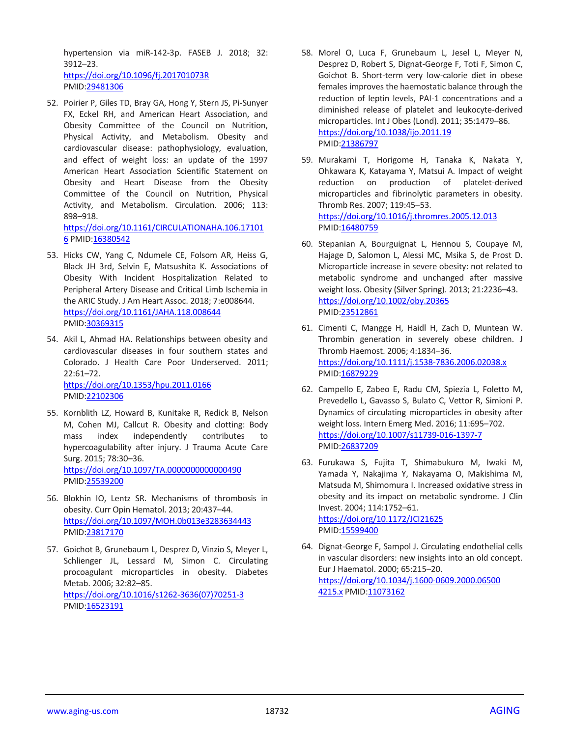hypertension via miR-142-3p. FASEB J. 2018; 32: 3912–23.
https://doi.org/10.1096/fj.201701073R
PMID:29481306

52. Poirier P, Giles TD, Bray GA, Hong Y, Stern JS, Pi-Sunyer FX, Eckel RH, and American Heart Association, and Obesity Committee of the Council on Nutrition, Physical Activity, and Metabolism. Obesity and cardiovascular disease: pathophysiology, evaluation, and effect of weight loss: an update of the 1997 American Heart Association Scientific Statement on Obesity and Heart Disease from the Obesity Committee of the Council on Nutrition, Physical Activity, and Metabolism. Circulation. 2006; 113: 898–918.
https://doi.org/10.1161/CIRCULATIONAHA.106.171016 PMID:16380542

53. Hicks CW, Yang C, Ndumele CE, Folsom AR, Heiss G, Black JH 3rd, Selvin E, Matsushita K. Associations of Obesity With Incident Hospitalization Related to Peripheral Artery Disease and Critical Limb Ischemia in the ARIC Study. J Am Heart Assoc. 2018; 7:e008644.
https://doi.org/10.1161/JAHA.118.008644
PMID:30369315

54. Akil L, Ahmad HA. Relationships between obesity and cardiovascular diseases in four southern states and Colorado. J Health Care Poor Underserved. 2011; 22:61–72.
https://doi.org/10.1353/hpu.2011.0166
PMID:22102306

55. Kornblith LZ, Howard B, Kunitake R, Redick B, Nelson M, Cohen MJ, Callcut R. Obesity and clotting: Body mass index independently contributes to hypercoagulability after injury. J Trauma Acute Care Surg. 2015; 78:30–36.
https://doi.org/10.1097/TA.0000000000000490
PMID:25539200

56. Blokhin IO, Lentz SR. Mechanisms of thrombosis in obesity. Curr Opin Hematol. 2013; 20:437–44.
https://doi.org/10.1097/MOH.0b013e3283634443
PMID:23817170

57. Goichot B, Grunebaum L, Desprez D, Vinzio S, Meyer L, Schlienger JL, Lessard M, Simon C. Circulating procoagulant microparticles in obesity. Diabetes Metab. 2006; 32:82–85.
https://doi.org/10.1016/s1262-3636(07)70251-3
PMID:16523191

58. Morel O, Luca F, Grunebaum L, Jesel L, Meyer N, Desprez D, Robert S, Dignat-George F, Toti F, Simon C, Goichot B. Short-term very low-calorie diet in obese females improves the haemostatic balance through the reduction of leptin levels, PAI-1 concentrations and a diminished release of platelet and leukocyte-derived microparticles. Int J Obes (Lond). 2011; 35:1479–86.
https://doi.org/10.1038/ijo.2011.19
PMID:21386797

59. Murakami T, Horigome H, Tanaka K, Nakata Y, Ohkawara K, Katayama Y, Matsui A. Impact of weight reduction on production of platelet-derived microparticles and fibrinolytic parameters in obesity. Thromb Res. 2007; 119:45–53.
https://doi.org/10.1016/j.thromres.2005.12.013
PMID:16480759

60. Stepanian A, Bourguignat L, Hennou S, Coupaye M, Hajage D, Salomon L, Alessi MC, Msika S, de Prost D. Microparticle increase in severe obesity: not related to metabolic syndrome and unchanged after massive weight loss. Obesity (Silver Spring). 2013; 21:2236–43.
https://doi.org/10.1002/oby.20365
PMID:23512861

61. Cimenti C, Mangge H, Haidl H, Zach D, Muntean W. Thrombin generation in severely obese children. J Thromb Haemost. 2006; 4:1834–36.
https://doi.org/10.1111/j.1538-7836.2006.02038.x
PMID:16879229

62. Campello E, Zabeo E, Radu CM, Spiezia L, Foletto M, Prevedello L, Gavasso S, Bulato C, Vettor R, Simioni P. Dynamics of circulating microparticles in obesity after weight loss. Intern Emerg Med. 2016; 11:695–702.
https://doi.org/10.1007/s11739-016-1397-7
PMID:26837209

63. Furukawa S, Fujita T, Shimabukuro M, Iwaki M, Yamada Y, Nakajima Y, Nakayama O, Makishima M, Matsuda M, Shimomura I. Increased oxidative stress in obesity and its impact on metabolic syndrome. J Clin Invest. 2004; 114:1752–61.
https://doi.org/10.1172/JCI21625
PMID:15599400

64. Dignat-George F, Sampol J. Circulating endothelial cells in vascular disorders: new insights into an old concept. Eur J Haematol. 2000; 65:215–20.
https://doi.org/10.1034/j.1600-0609.2000.065004215.x PMID:11073162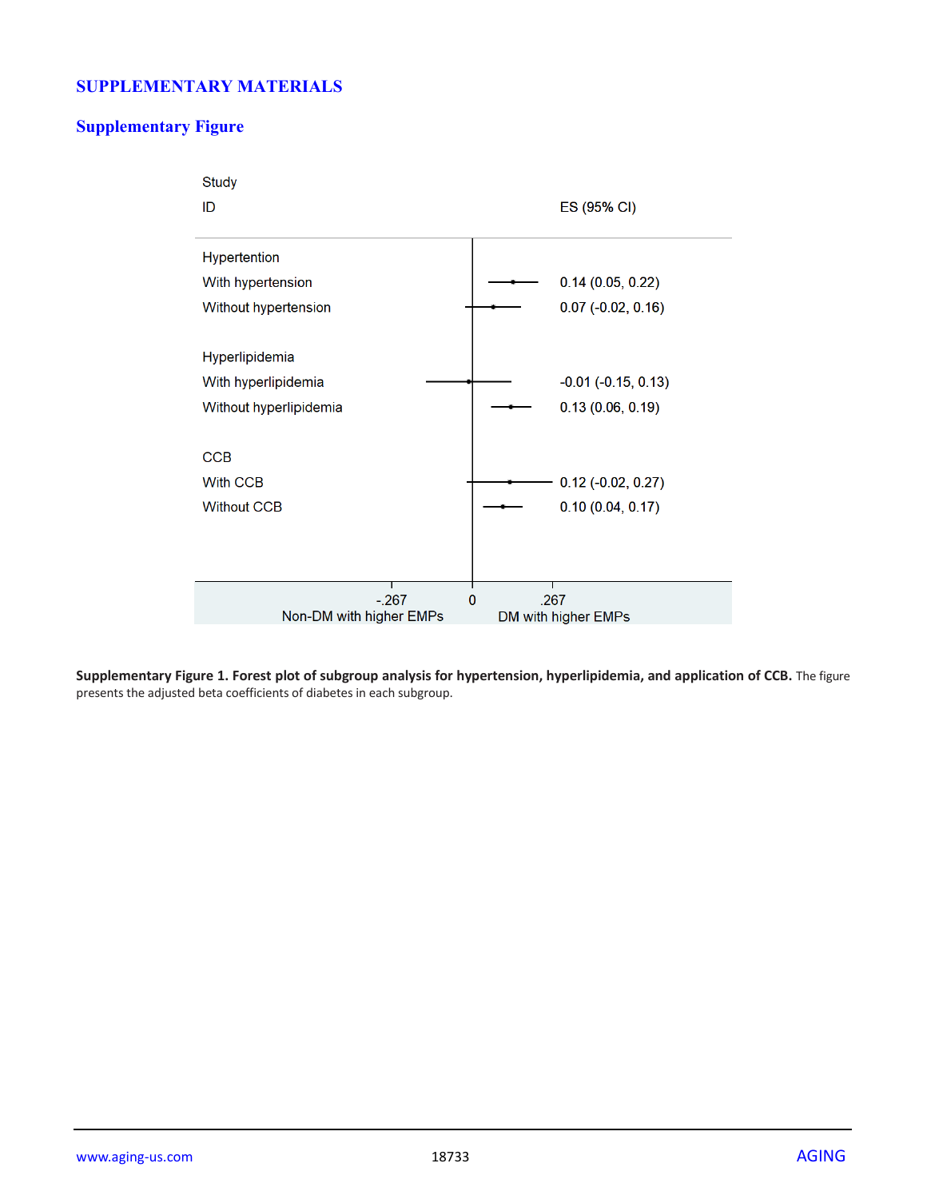# SUPPLEMENTARY MATERIALS

## Supplementary Figure

| Study ID | ES (95% CI) |
| --- | --- |
| **Hypertention** | |
| With hypertension | 0.14 (0.05, 0.22) |
| Without hypertension | 0.07 (-0.02, 0.16) |
| **Hyperlipidemia** | |
| With hyperlipidemia | -0.01 (-0.15, 0.13) |
| Without hyperlipidemia | 0.13 (0.06, 0.19) |
| **CCB** | |
| With CCB | 0.12 (-0.02, 0.27) |
| Without CCB | 0.10 (0.04, 0.17) |

-.267 0 .267

Non-DM with higher EMPs DM with higher EMPs

**Supplementary Figure 1. Forest plot of subgroup analysis for hypertension, hyperlipidemia, and application of CCB.** The figure presents the adjusted beta coefficients of diabetes in each subgroup.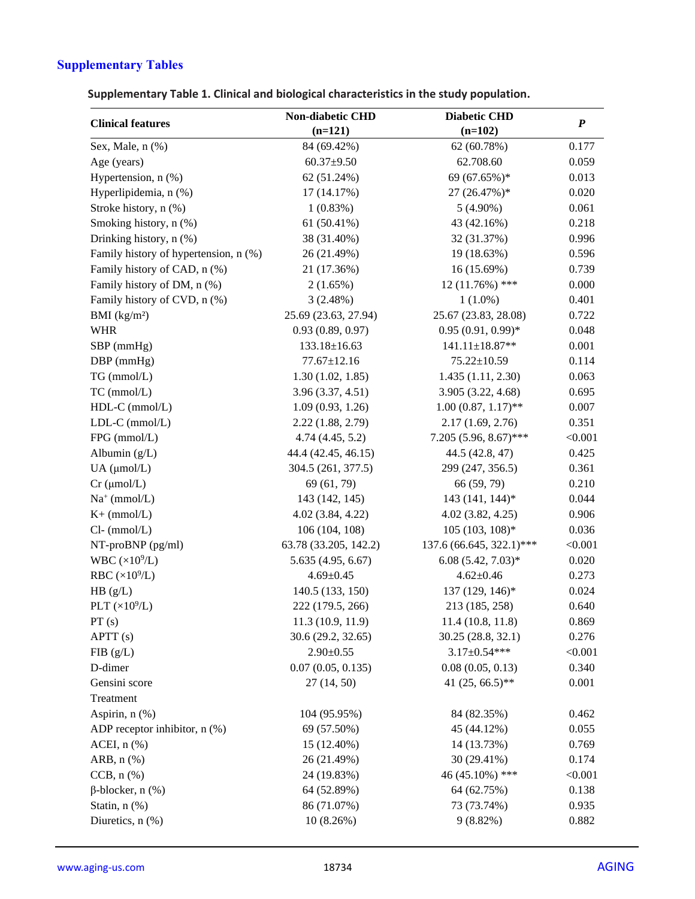## Supplementary Tables

**Supplementary Table 1. Clinical and biological characteristics in the study population.**

| Clinical features | Non-diabetic CHD (n=121) | Diabetic CHD (n=102) | ***P*** |
|---|---|---|---|
| Sex, Male, n (%) | 84 (69.42%) | 62 (60.78%) | 0.177 |
| Age (years) | 60.37±9.50 | 62.708.60 | 0.059 |
| Hypertension, n (%) | 62 (51.24%) | 69 (67.65%)* | 0.013 |
| Hyperlipidemia, n (%) | 17 (14.17%) | 27 (26.47%)* | 0.020 |
| Stroke history, n (%) | 1 (0.83%) | 5 (4.90%) | 0.061 |
| Smoking history, n (%) | 61 (50.41%) | 43 (42.16%) | 0.218 |
| Drinking history, n (%) | 38 (31.40%) | 32 (31.37%) | 0.996 |
| Family history of hypertension, n (%) | 26 (21.49%) | 19 (18.63%) | 0.596 |
| Family history of CAD, n (%) | 21 (17.36%) | 16 (15.69%) | 0.739 |
| Family history of DM, n (%) | 2 (1.65%) | 12 (11.76%) *** | 0.000 |
| Family history of CVD, n (%) | 3 (2.48%) | 1 (1.0%) | 0.401 |
| BMI (kg/m²) | 25.69 (23.63, 27.94) | 25.67 (23.83, 28.08) | 0.722 |
| WHR | 0.93 (0.89, 0.97) | 0.95 (0.91, 0.99)* | 0.048 |
| SBP (mmHg) | 133.18±16.63 | 141.11±18.87** | 0.001 |
| DBP (mmHg) | 77.67±12.16 | 75.22±10.59 | 0.114 |
| TG (mmol/L) | 1.30 (1.02, 1.85) | 1.435 (1.11, 2.30) | 0.063 |
| TC (mmol/L) | 3.96 (3.37, 4.51) | 3.905 (3.22, 4.68) | 0.695 |
| HDL-C (mmol/L) | 1.09 (0.93, 1.26) | 1.00 (0.87, 1.17)** | 0.007 |
| LDL-C (mmol/L) | 2.22 (1.88, 2.79) | 2.17 (1.69, 2.76) | 0.351 |
| FPG (mmol/L) | 4.74 (4.45, 5.2) | 7.205 (5.96, 8.67)*** | <0.001 |
| Albumin (g/L) | 44.4 (42.45, 46.15) | 44.5 (42.8, 47) | 0.425 |
| UA (μmol/L) | 304.5 (261, 377.5) | 299 (247, 356.5) | 0.361 |
| Cr (μmol/L) | 69 (61, 79) | 66 (59, 79) | 0.210 |
| $Na^+$ (mmol/L) | 143 (142, 145) | 143 (141, 144)* | 0.044 |
| K+ (mmol/L) | 4.02 (3.84, 4.22) | 4.02 (3.82, 4.25) | 0.906 |
| Cl- (mmol/L) | 106 (104, 108) | 105 (103, 108)* | 0.036 |
| NT-proBNP (pg/ml) | 63.78 (33.205, 142.2) | 137.6 (66.645, 322.1)*** | <0.001 |
| WBC ($\times 10^9$/L) | 5.635 (4.95, 6.67) | 6.08 (5.42, 7.03)* | 0.020 |
| RBC ($\times 10^9$/L) | 4.69±0.45 | 4.62±0.46 | 0.273 |
| HB (g/L) | 140.5 (133, 150) | 137 (129, 146)* | 0.024 |
| PLT ($\times 10^9$/L) | 222 (179.5, 266) | 213 (185, 258) | 0.640 |
| PT (s) | 11.3 (10.9, 11.9) | 11.4 (10.8, 11.8) | 0.869 |
| APTT (s) | 30.6 (29.2, 32.65) | 30.25 (28.8, 32.1) | 0.276 |
| FIB (g/L) | 2.90±0.55 | 3.17±0.54*** | <0.001 |
| D-dimer | 0.07 (0.05, 0.135) | 0.08 (0.05, 0.13) | 0.340 |
| Gensini score | 27 (14, 50) | 41 (25, 66.5)** | 0.001 |
| Treatment | | | |
| Aspirin, n (%) | 104 (95.95%) | 84 (82.35%) | 0.462 |
| ADP receptor inhibitor, n (%) | 69 (57.50%) | 45 (44.12%) | 0.055 |
| ACEI, n (%) | 15 (12.40%) | 14 (13.73%) | 0.769 |
| ARB, n (%) | 26 (21.49%) | 30 (29.41%) | 0.174 |
| CCB, n (%) | 24 (19.83%) | 46 (45.10%) *** | <0.001 |
| β-blocker, n (%) | 64 (52.89%) | 64 (62.75%) | 0.138 |
| Statin, n (%) | 86 (71.07%) | 73 (73.74%) | 0.935 |
| Diuretics, n (%) | 10 (8.26%) | 9 (8.82%) | 0.882 |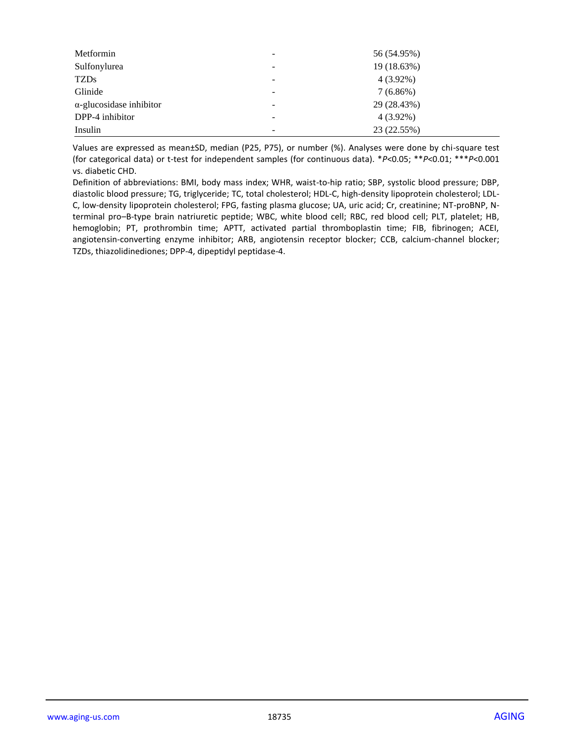| | | |
|---|---|---|
| Metformin | - | 56 (54.95%) |
| Sulfonylurea | - | 19 (18.63%) |
| TZDs | - | 4 (3.92%) |
| Glinide | - | 7 (6.86%) |
| α-glucosidase inhibitor | - | 29 (28.43%) |
| DPP-4 inhibitor | - | 4 (3.92%) |
| Insulin | - | 23 (22.55%) |

Values are expressed as mean±SD, median (P25, P75), or number (%). Analyses were done by chi-square test (for categorical data) or t-test for independent samples (for continuous data). \**P*<0.05; \*\**P*<0.01; \*\*\**P*<0.001 vs. diabetic CHD.

Definition of abbreviations: BMI, body mass index; WHR, waist-to-hip ratio; SBP, systolic blood pressure; DBP, diastolic blood pressure; TG, triglyceride; TC, total cholesterol; HDL-C, high-density lipoprotein cholesterol; LDL-C, low-density lipoprotein cholesterol; FPG, fasting plasma glucose; UA, uric acid; Cr, creatinine; NT-proBNP, N-terminal pro–B-type brain natriuretic peptide; WBC, white blood cell; RBC, red blood cell; PLT, platelet; HB, hemoglobin; PT, prothrombin time; APTT, activated partial thromboplastin time; FIB, fibrinogen; ACEI, angiotensin-converting enzyme inhibitor; ARB, angiotensin receptor blocker; CCB, calcium-channel blocker; TZDs, thiazolidinediones; DPP-4, dipeptidyl peptidase-4.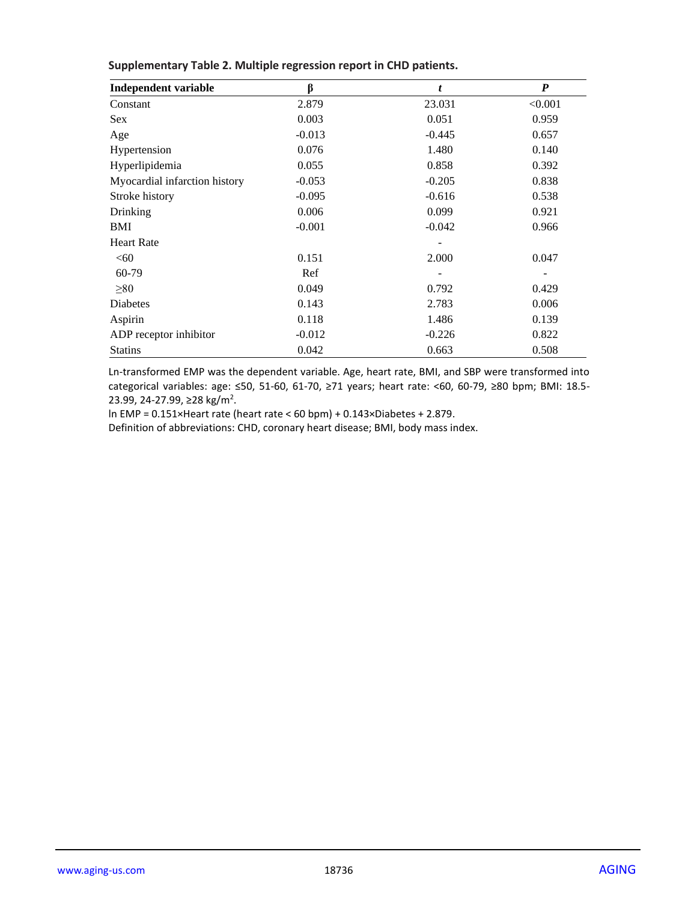**Supplementary Table 2. Multiple regression report in CHD patients.**

| Independent variable | β | *t* | *P* |
|---|---|---|---|
| Constant | 2.879 | 23.031 | <0.001 |
| Sex | 0.003 | 0.051 | 0.959 |
| Age | -0.013 | -0.445 | 0.657 |
| Hypertension | 0.076 | 1.480 | 0.140 |
| Hyperlipidemia | 0.055 | 0.858 | 0.392 |
| Myocardial infarction history | -0.053 | -0.205 | 0.838 |
| Stroke history | -0.095 | -0.616 | 0.538 |
| Drinking | 0.006 | 0.099 | 0.921 |
| BMI | -0.001 | -0.042 | 0.966 |
| Heart Rate | | - | |
| <60 | 0.151 | 2.000 | 0.047 |
| 60-79 | Ref | - | - |
| ≥80 | 0.049 | 0.792 | 0.429 |
| Diabetes | 0.143 | 2.783 | 0.006 |
| Aspirin | 0.118 | 1.486 | 0.139 |
| ADP receptor inhibitor | -0.012 | -0.226 | 0.822 |
| Statins | 0.042 | 0.663 | 0.508 |

Ln-transformed EMP was the dependent variable. Age, heart rate, BMI, and SBP were transformed into categorical variables: age: ≤50, 51-60, 61-70, ≥71 years; heart rate: <60, 60-79, ≥80 bpm; BMI: 18.5-23.99, 24-27.99, ≥28 kg/m$^2$.

ln EMP = 0.151×Heart rate (heart rate < 60 bpm) + 0.143×Diabetes + 2.879.

Definition of abbreviations: CHD, coronary heart disease; BMI, body mass index.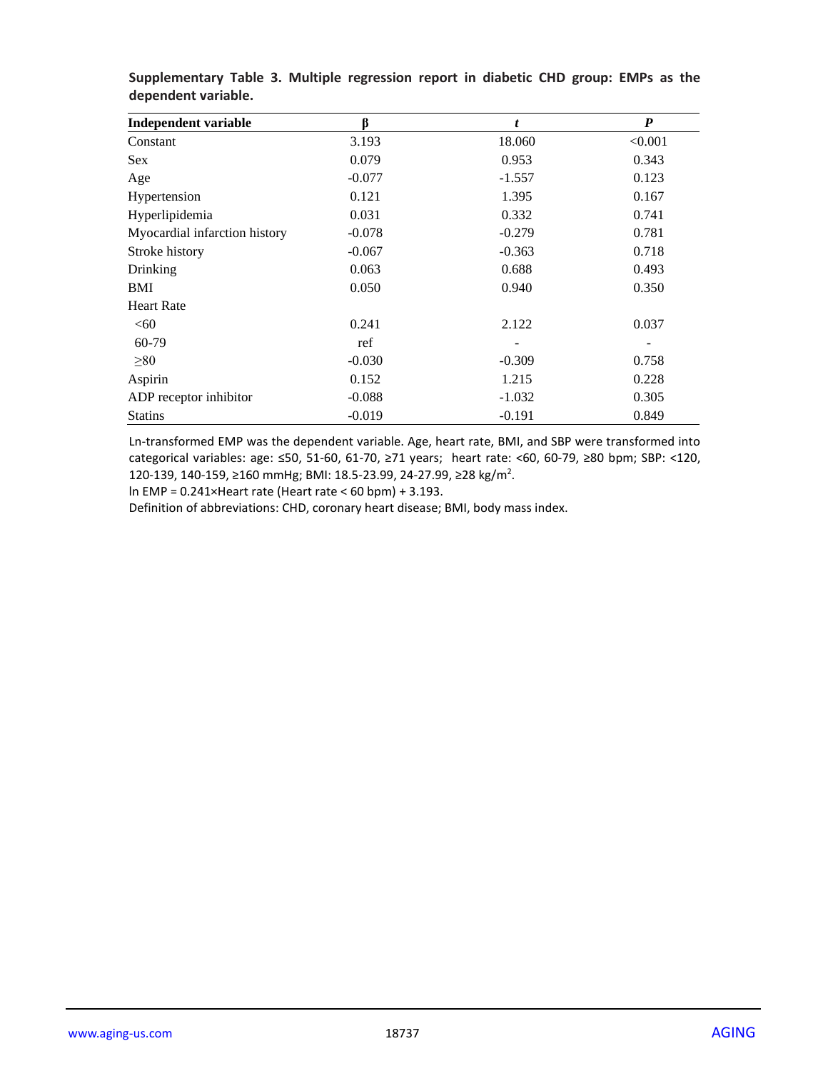**Supplementary Table 3. Multiple regression report in diabetic CHD group: EMPs as the dependent variable.**

| Independent variable | β | *t* | *P* |
|---|---|---|---|
| Constant | 3.193 | 18.060 | <0.001 |
| Sex | 0.079 | 0.953 | 0.343 |
| Age | -0.077 | -1.557 | 0.123 |
| Hypertension | 0.121 | 1.395 | 0.167 |
| Hyperlipidemia | 0.031 | 0.332 | 0.741 |
| Myocardial infarction history | -0.078 | -0.279 | 0.781 |
| Stroke history | -0.067 | -0.363 | 0.718 |
| Drinking | 0.063 | 0.688 | 0.493 |
| BMI | 0.050 | 0.940 | 0.350 |
| Heart Rate | | | |
| <60 | 0.241 | 2.122 | 0.037 |
| 60-79 | ref | - | - |
| ≥80 | -0.030 | -0.309 | 0.758 |
| Aspirin | 0.152 | 1.215 | 0.228 |
| ADP receptor inhibitor | -0.088 | -1.032 | 0.305 |
| Statins | -0.019 | -0.191 | 0.849 |

Ln-transformed EMP was the dependent variable. Age, heart rate, BMI, and SBP were transformed into categorical variables: age: ≤50, 51-60, 61-70, ≥71 years; heart rate: <60, 60-79, ≥80 bpm; SBP: <120, 120-139, 140-159, ≥160 mmHg; BMI: 18.5-23.99, 24-27.99, ≥28 kg/m$^2$.

ln EMP = 0.241×Heart rate (Heart rate < 60 bpm) + 3.193.

Definition of abbreviations: CHD, coronary heart disease; BMI, body mass index.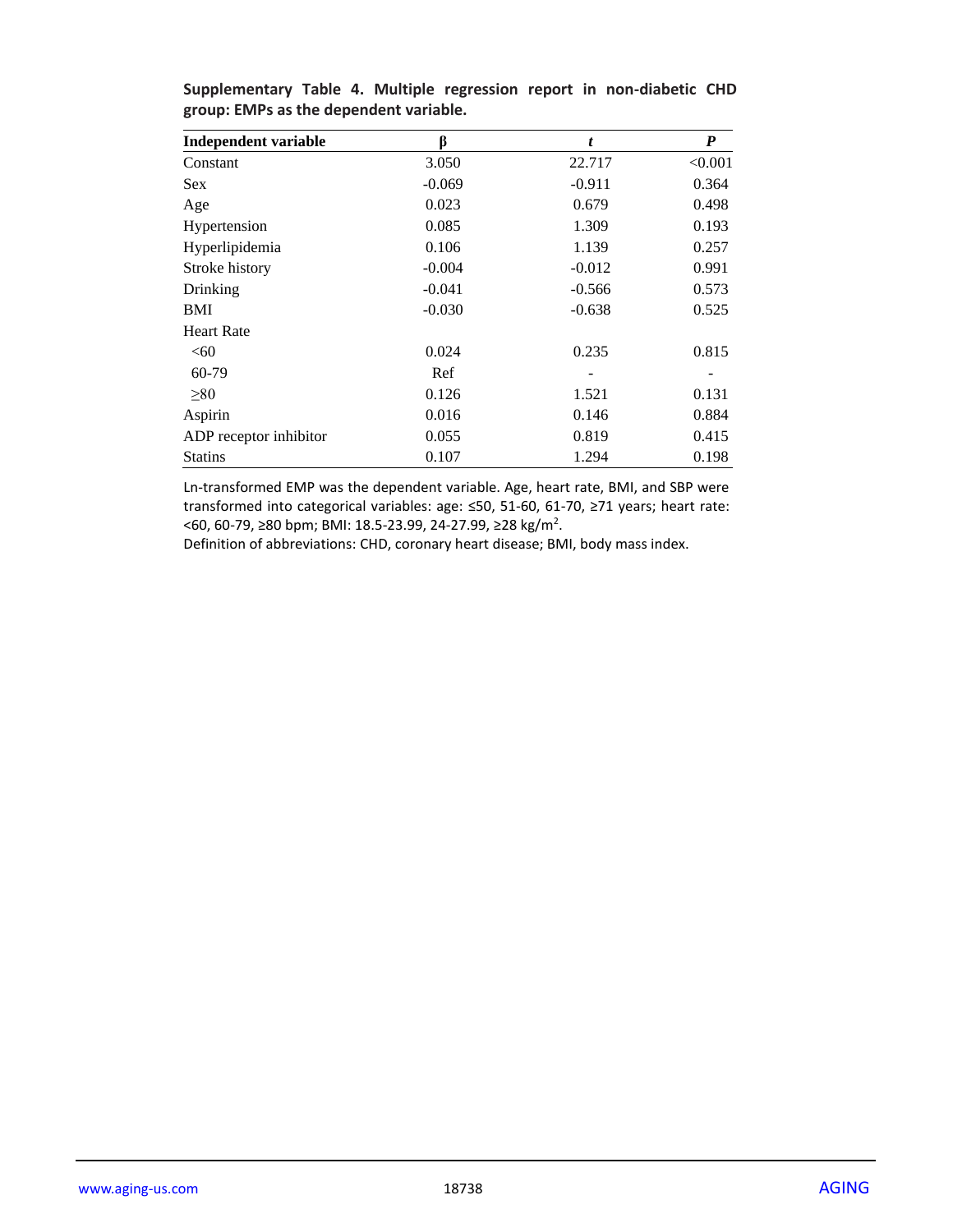**Supplementary Table 4. Multiple regression report in non-diabetic CHD group: EMPs as the dependent variable.**

| Independent variable | β | *t* | *P* |
|---|---|---|---|
| Constant | 3.050 | 22.717 | <0.001 |
| Sex | -0.069 | -0.911 | 0.364 |
| Age | 0.023 | 0.679 | 0.498 |
| Hypertension | 0.085 | 1.309 | 0.193 |
| Hyperlipidemia | 0.106 | 1.139 | 0.257 |
| Stroke history | -0.004 | -0.012 | 0.991 |
| Drinking | -0.041 | -0.566 | 0.573 |
| BMI | -0.030 | -0.638 | 0.525 |
| Heart Rate | | | |
| <60 | 0.024 | 0.235 | 0.815 |
| 60-79 | Ref | - | - |
| ≥80 | 0.126 | 1.521 | 0.131 |
| Aspirin | 0.016 | 0.146 | 0.884 |
| ADP receptor inhibitor | 0.055 | 0.819 | 0.415 |
| Statins | 0.107 | 1.294 | 0.198 |

Ln-transformed EMP was the dependent variable. Age, heart rate, BMI, and SBP were transformed into categorical variables: age: ≤50, 51-60, 61-70, ≥71 years; heart rate: <60, 60-79, ≥80 bpm; BMI: 18.5-23.99, 24-27.99, ≥28 kg/m$^2$.

Definition of abbreviations: CHD, coronary heart disease; BMI, body mass index.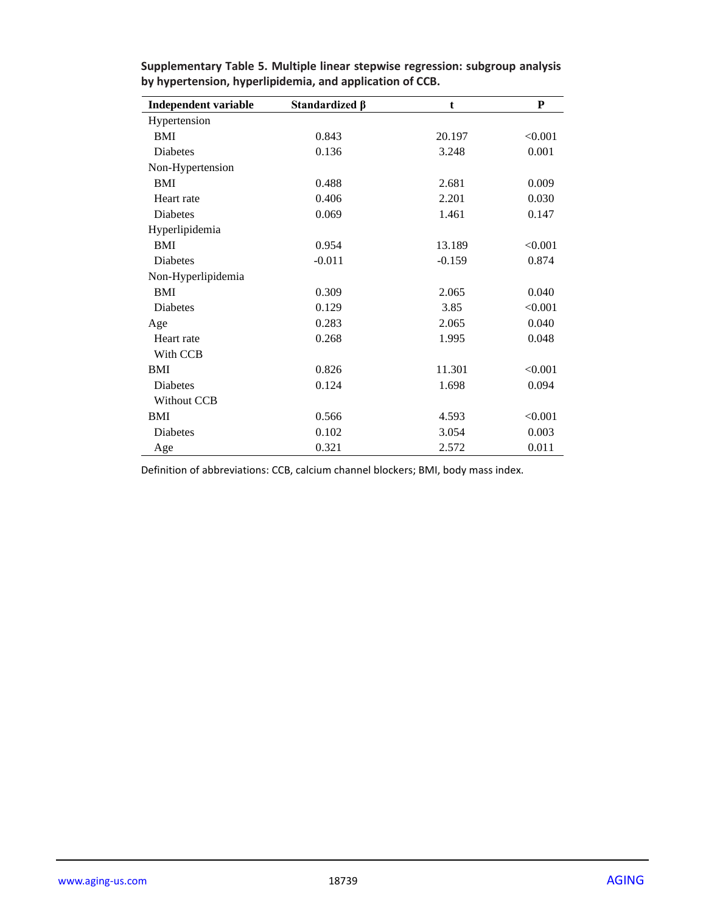**Supplementary Table 5. Multiple linear stepwise regression: subgroup analysis by hypertension, hyperlipidemia, and application of CCB.**

| Independent variable | Standardized β | t | P |
|---|---|---|---|
| Hypertension | | | |
| BMI | 0.843 | 20.197 | <0.001 |
| Diabetes | 0.136 | 3.248 | 0.001 |
| Non-Hypertension | | | |
| BMI | 0.488 | 2.681 | 0.009 |
| Heart rate | 0.406 | 2.201 | 0.030 |
| Diabetes | 0.069 | 1.461 | 0.147 |
| Hyperlipidemia | | | |
| BMI | 0.954 | 13.189 | <0.001 |
| Diabetes | -0.011 | -0.159 | 0.874 |
| Non-Hyperlipidemia | | | |
| BMI | 0.309 | 2.065 | 0.040 |
| Diabetes | 0.129 | 3.85 | <0.001 |
| Age | 0.283 | 2.065 | 0.040 |
| Heart rate | 0.268 | 1.995 | 0.048 |
| With CCB | | | |
| BMI | 0.826 | 11.301 | <0.001 |
| Diabetes | 0.124 | 1.698 | 0.094 |
| Without CCB | | | |
| BMI | 0.566 | 4.593 | <0.001 |
| Diabetes | 0.102 | 3.054 | 0.003 |
| Age | 0.321 | 2.572 | 0.011 |

Definition of abbreviations: CCB, calcium channel blockers; BMI, body mass index.